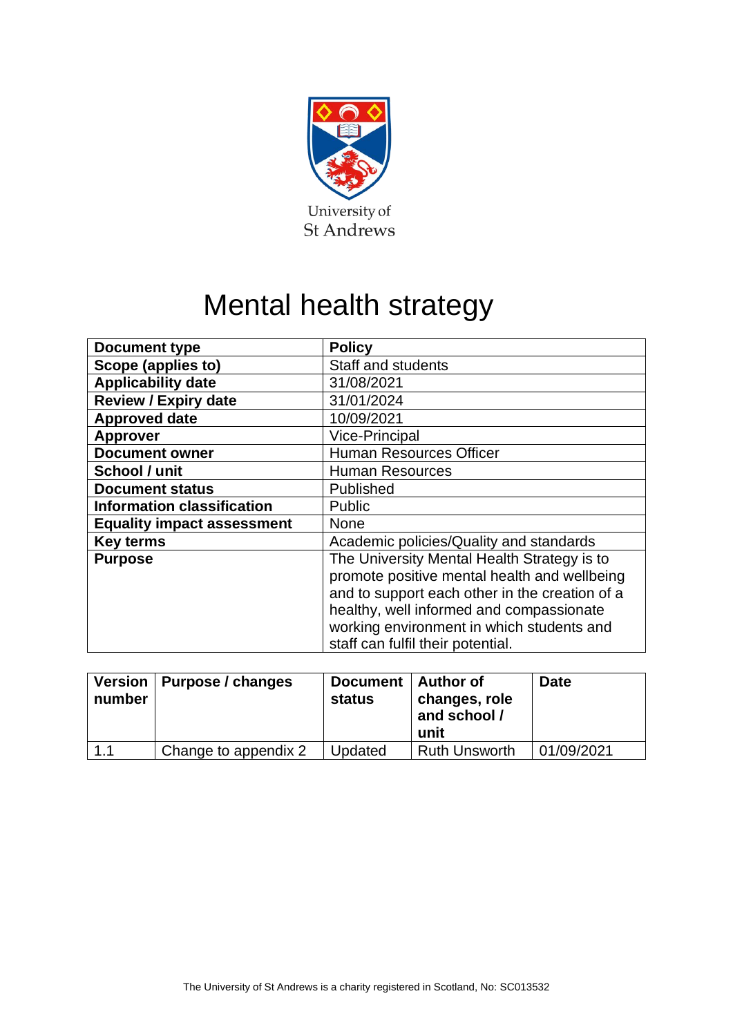University of St Andrews

# Mental health strategy

| Document type | Policy |
|---|---|
| Scope (applies to) | Staff and students |
| Applicability date | 31/08/2021 |
| Review / Expiry date | 31/01/2024 |
| Approved date | 10/09/2021 |
| Approver | Vice-Principal |
| Document owner | Human Resources Officer |
| School / unit | Human Resources |
| Document status | Published |
| Information classification | Public |
| Equality impact assessment | None |
| Key terms | Academic policies/Quality and standards |
| Purpose | The University Mental Health Strategy is to promote positive mental health and wellbeing and to support each other in the creation of a healthy, well informed and compassionate working environment in which students and staff can fulfil their potential. |

| Version number | Purpose / changes | Document status | Author of changes, role and school / unit | Date |
|---|---|---|---|---|
| 1.1 | Change to appendix 2 | Updated | Ruth Unsworth | 01/09/2021 |

The University of St Andrews is a charity registered in Scotland, No: SC013532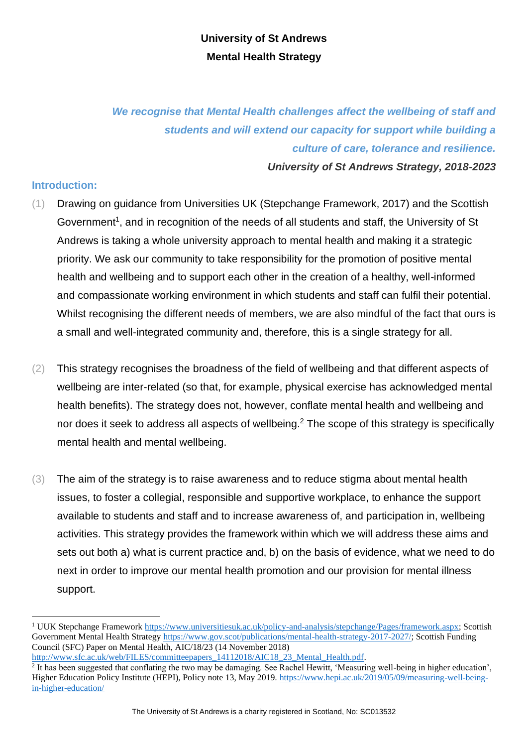**University of St Andrews**
**Mental Health Strategy**

***We recognise that Mental Health challenges affect the wellbeing of staff and students and will extend our capacity for support while building a culture of care, tolerance and resilience.***
***University of St Andrews Strategy, 2018-2023***

## Introduction:

(1) Drawing on guidance from Universities UK (Stepchange Framework, 2017) and the Scottish Government[1], and in recognition of the needs of all students and staff, the University of St Andrews is taking a whole university approach to mental health and making it a strategic priority. We ask our community to take responsibility for the promotion of positive mental health and wellbeing and to support each other in the creation of a healthy, well-informed and compassionate working environment in which students and staff can fulfil their potential. Whilst recognising the different needs of members, we are also mindful of the fact that ours is a small and well-integrated community and, therefore, this is a single strategy for all.

(2) This strategy recognises the broadness of the field of wellbeing and that different aspects of wellbeing are inter-related (so that, for example, physical exercise has acknowledged mental health benefits). The strategy does not, however, conflate mental health and wellbeing and nor does it seek to address all aspects of wellbeing.[2] The scope of this strategy is specifically mental health and mental wellbeing.

(3) The aim of the strategy is to raise awareness and to reduce stigma about mental health issues, to foster a collegial, responsible and supportive workplace, to enhance the support available to students and staff and to increase awareness of, and participation in, wellbeing activities. This strategy provides the framework within which we will address these aims and sets out both a) what is current practice and, b) on the basis of evidence, what we need to do next in order to improve our mental health promotion and our provision for mental illness support.

---

[1] UUK Stepchange Framework https://www.universitiesuk.ac.uk/policy-and-analysis/stepchange/Pages/framework.aspx; Scottish Government Mental Health Strategy https://www.gov.scot/publications/mental-health-strategy-2017-2027/; Scottish Funding Council (SFC) Paper on Mental Health, AIC/18/23 (14 November 2018) http://www.sfc.ac.uk/web/FILES/committeepapers_14112018/AIC18_23_Mental_Health.pdf.

[2] It has been suggested that conflating the two may be damaging. See Rachel Hewitt, 'Measuring well-being in higher education', Higher Education Policy Institute (HEPI), Policy note 13, May 2019. https://www.hepi.ac.uk/2019/05/09/measuring-well-being-in-higher-education/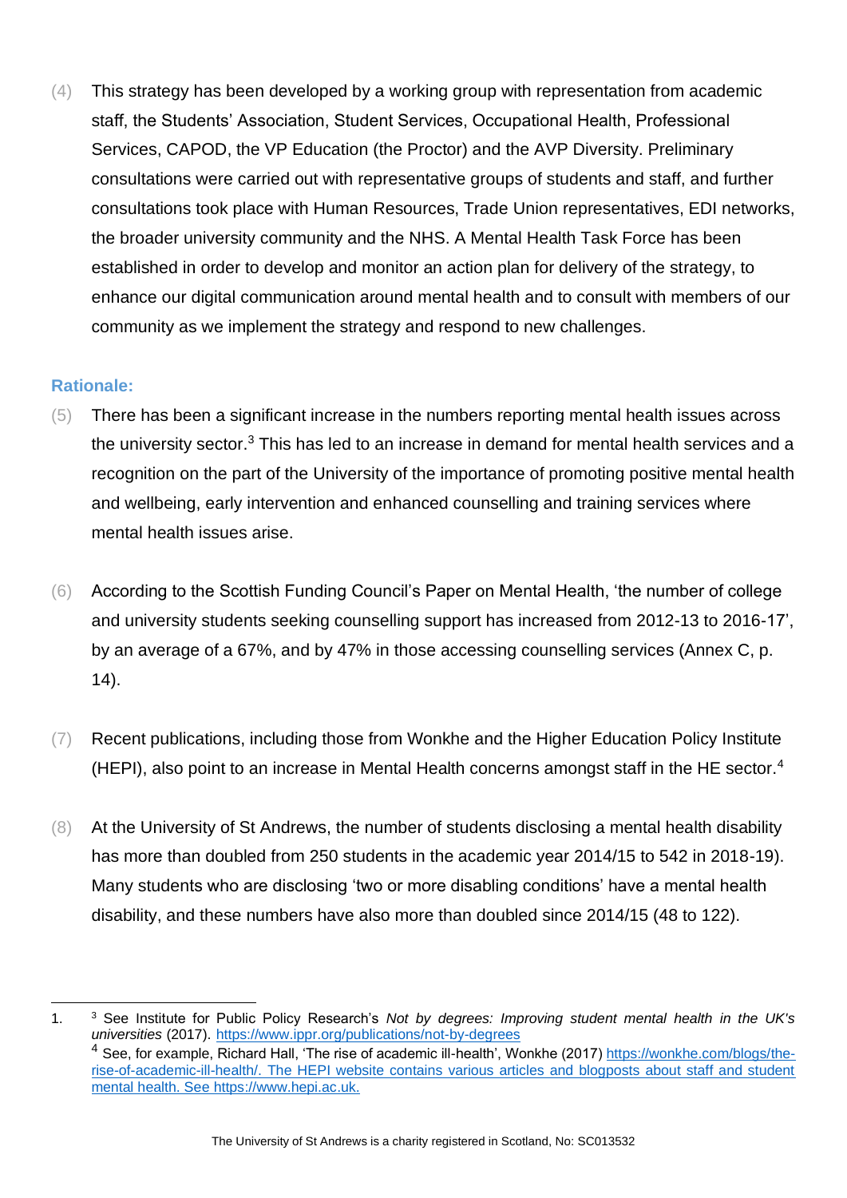(4) This strategy has been developed by a working group with representation from academic staff, the Students' Association, Student Services, Occupational Health, Professional Services, CAPOD, the VP Education (the Proctor) and the AVP Diversity. Preliminary consultations were carried out with representative groups of students and staff, and further consultations took place with Human Resources, Trade Union representatives, EDI networks, the broader university community and the NHS. A Mental Health Task Force has been established in order to develop and monitor an action plan for delivery of the strategy, to enhance our digital communication around mental health and to consult with members of our community as we implement the strategy and respond to new challenges.

### Rationale:

(5) There has been a significant increase in the numbers reporting mental health issues across the university sector.[3] This has led to an increase in demand for mental health services and a recognition on the part of the University of the importance of promoting positive mental health and wellbeing, early intervention and enhanced counselling and training services where mental health issues arise.

(6) According to the Scottish Funding Council's Paper on Mental Health, 'the number of college and university students seeking counselling support has increased from 2012-13 to 2016-17', by an average of a 67%, and by 47% in those accessing counselling services (Annex C, p. 14).

(7) Recent publications, including those from Wonkhe and the Higher Education Policy Institute (HEPI), also point to an increase in Mental Health concerns amongst staff in the HE sector.[4]

(8) At the University of St Andrews, the number of students disclosing a mental health disability has more than doubled from 250 students in the academic year 2014/15 to 542 in 2018-19). Many students who are disclosing 'two or more disabling conditions' have a mental health disability, and these numbers have also more than doubled since 2014/15 (48 to 122).

---

1. [3] See Institute for Public Policy Research's *Not by degrees: Improving student mental health in the UK's universities* (2017). https://www.ippr.org/publications/not-by-degrees

[4] See, for example, Richard Hall, 'The rise of academic ill-health', Wonkhe (2017) https://wonkhe.com/blogs/the-rise-of-academic-ill-health/. The HEPI website contains various articles and blogposts about staff and student mental health. See https://www.hepi.ac.uk.

The University of St Andrews is a charity registered in Scotland, No: SC013532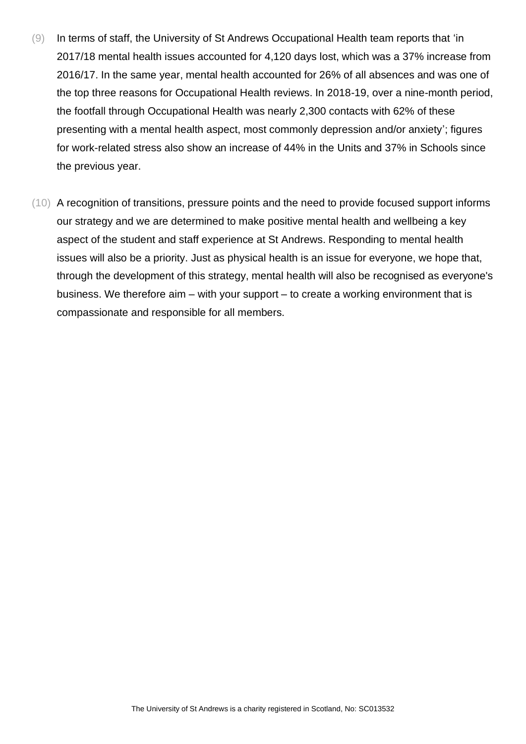(9) In terms of staff, the University of St Andrews Occupational Health team reports that 'in 2017/18 mental health issues accounted for 4,120 days lost, which was a 37% increase from 2016/17. In the same year, mental health accounted for 26% of all absences and was one of the top three reasons for Occupational Health reviews. In 2018-19, over a nine-month period, the footfall through Occupational Health was nearly 2,300 contacts with 62% of these presenting with a mental health aspect, most commonly depression and/or anxiety'; figures for work-related stress also show an increase of 44% in the Units and 37% in Schools since the previous year.

(10) A recognition of transitions, pressure points and the need to provide focused support informs our strategy and we are determined to make positive mental health and wellbeing a key aspect of the student and staff experience at St Andrews. Responding to mental health issues will also be a priority. Just as physical health is an issue for everyone, we hope that, through the development of this strategy, mental health will also be recognised as everyone's business. We therefore aim – with your support – to create a working environment that is compassionate and responsible for all members.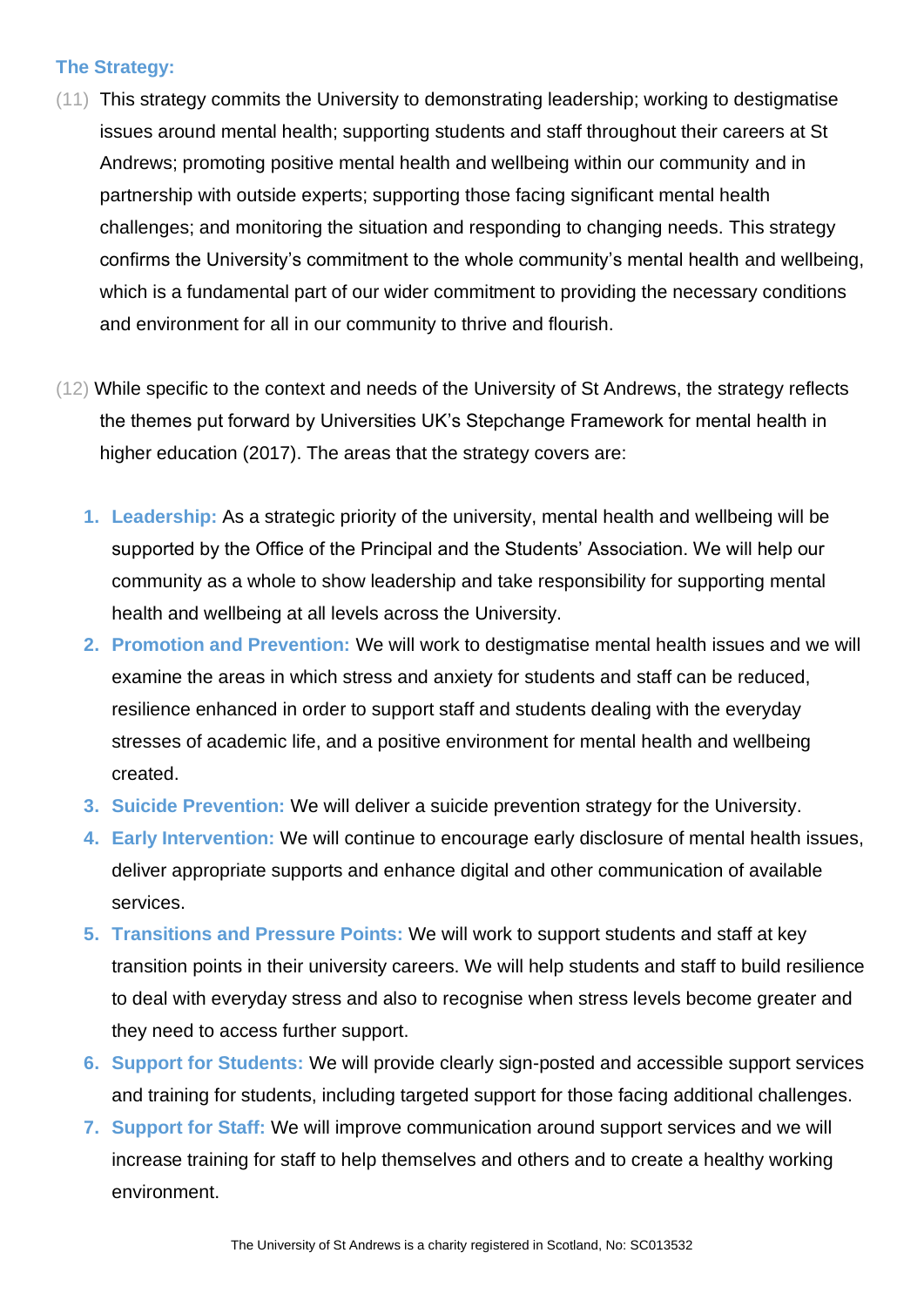## The Strategy:

(11) This strategy commits the University to demonstrating leadership; working to destigmatise issues around mental health; supporting students and staff throughout their careers at St Andrews; promoting positive mental health and wellbeing within our community and in partnership with outside experts; supporting those facing significant mental health challenges; and monitoring the situation and responding to changing needs. This strategy confirms the University's commitment to the whole community's mental health and wellbeing, which is a fundamental part of our wider commitment to providing the necessary conditions and environment for all in our community to thrive and flourish.

(12) While specific to the context and needs of the University of St Andrews, the strategy reflects the themes put forward by Universities UK's Stepchange Framework for mental health in higher education (2017). The areas that the strategy covers are:

1. **Leadership:** As a strategic priority of the university, mental health and wellbeing will be supported by the Office of the Principal and the Students' Association. We will help our community as a whole to show leadership and take responsibility for supporting mental health and wellbeing at all levels across the University.
2. **Promotion and Prevention:** We will work to destigmatise mental health issues and we will examine the areas in which stress and anxiety for students and staff can be reduced, resilience enhanced in order to support staff and students dealing with the everyday stresses of academic life, and a positive environment for mental health and wellbeing created.
3. **Suicide Prevention:** We will deliver a suicide prevention strategy for the University.
4. **Early Intervention:** We will continue to encourage early disclosure of mental health issues, deliver appropriate supports and enhance digital and other communication of available services.
5. **Transitions and Pressure Points:** We will work to support students and staff at key transition points in their university careers. We will help students and staff to build resilience to deal with everyday stress and also to recognise when stress levels become greater and they need to access further support.
6. **Support for Students:** We will provide clearly sign-posted and accessible support services and training for students, including targeted support for those facing additional challenges.
7. **Support for Staff:** We will improve communication around support services and we will increase training for staff to help themselves and others and to create a healthy working environment.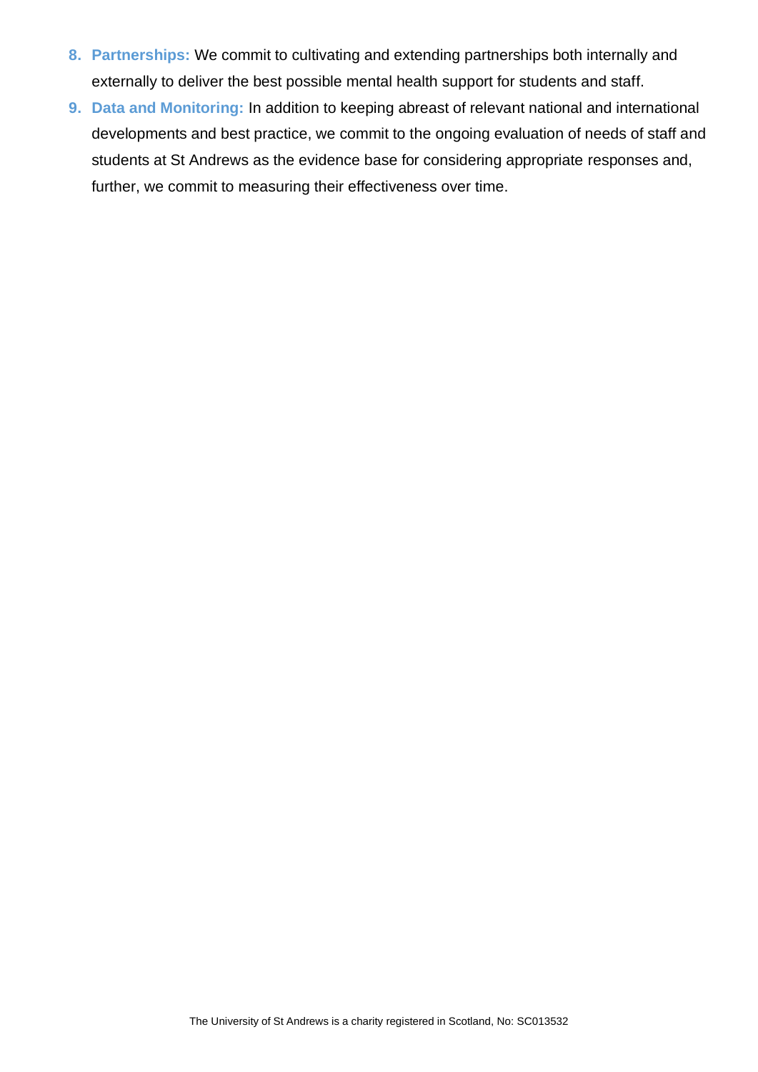8. **Partnerships:** We commit to cultivating and extending partnerships both internally and externally to deliver the best possible mental health support for students and staff.
9. **Data and Monitoring:** In addition to keeping abreast of relevant national and international developments and best practice, we commit to the ongoing evaluation of needs of staff and students at St Andrews as the evidence base for considering appropriate responses and, further, we commit to measuring their effectiveness over time.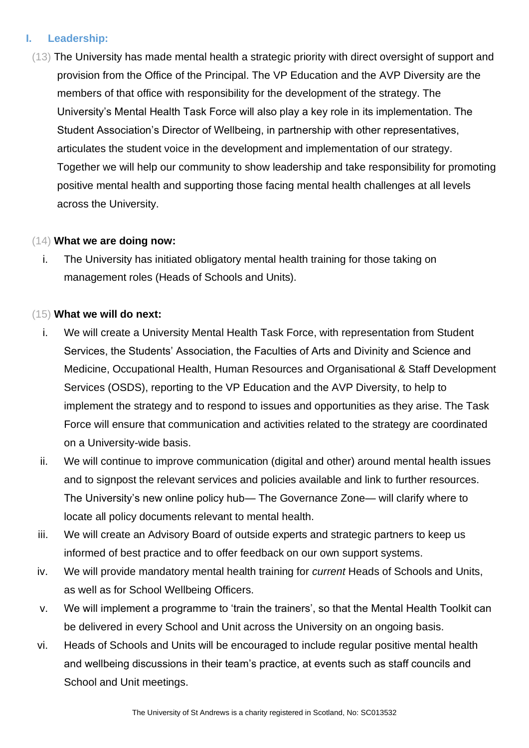## I. Leadership:

(13) The University has made mental health a strategic priority with direct oversight of support and provision from the Office of the Principal. The VP Education and the AVP Diversity are the members of that office with responsibility for the development of the strategy. The University's Mental Health Task Force will also play a key role in its implementation. The Student Association's Director of Wellbeing, in partnership with other representatives, articulates the student voice in the development and implementation of our strategy. Together we will help our community to show leadership and take responsibility for promoting positive mental health and supporting those facing mental health challenges at all levels across the University.

(14) **What we are doing now:**

i. The University has initiated obligatory mental health training for those taking on management roles (Heads of Schools and Units).

(15) **What we will do next:**

i. We will create a University Mental Health Task Force, with representation from Student Services, the Students' Association, the Faculties of Arts and Divinity and Science and Medicine, Occupational Health, Human Resources and Organisational & Staff Development Services (OSDS), reporting to the VP Education and the AVP Diversity, to help to implement the strategy and to respond to issues and opportunities as they arise. The Task Force will ensure that communication and activities related to the strategy are coordinated on a University-wide basis.

ii. We will continue to improve communication (digital and other) around mental health issues and to signpost the relevant services and policies available and link to further resources. The University's new online policy hub— The Governance Zone— will clarify where to locate all policy documents relevant to mental health.

iii. We will create an Advisory Board of outside experts and strategic partners to keep us informed of best practice and to offer feedback on our own support systems.

iv. We will provide mandatory mental health training for *current* Heads of Schools and Units, as well as for School Wellbeing Officers.

v. We will implement a programme to 'train the trainers', so that the Mental Health Toolkit can be delivered in every School and Unit across the University on an ongoing basis.

vi. Heads of Schools and Units will be encouraged to include regular positive mental health and wellbeing discussions in their team's practice, at events such as staff councils and School and Unit meetings.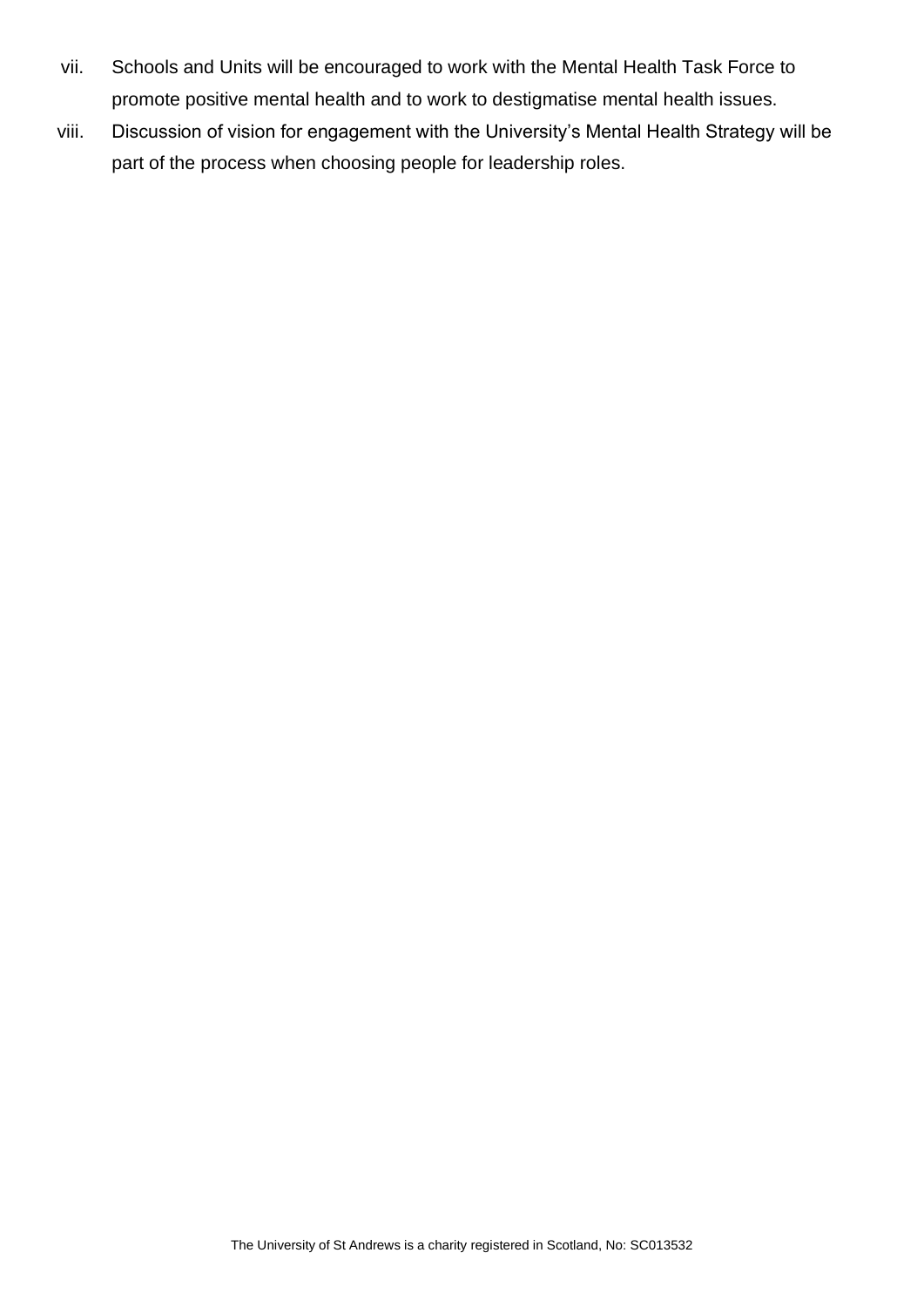vii. Schools and Units will be encouraged to work with the Mental Health Task Force to promote positive mental health and to work to destigmatise mental health issues.

viii. Discussion of vision for engagement with the University's Mental Health Strategy will be part of the process when choosing people for leadership roles.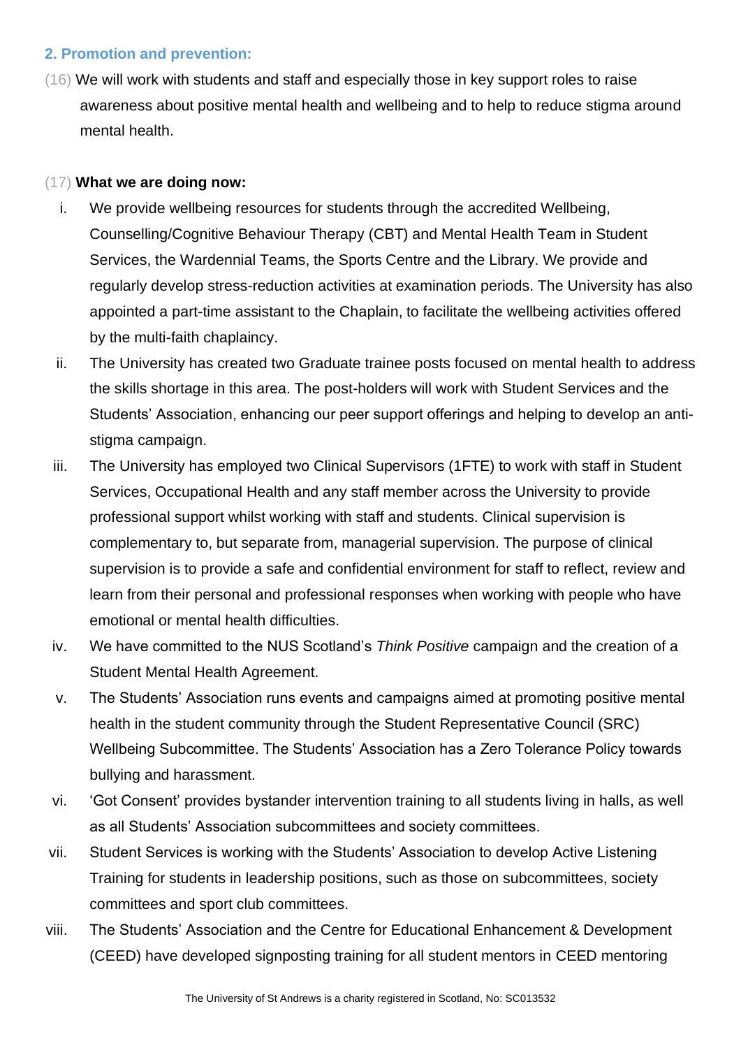## 2. Promotion and prevention:

(16) We will work with students and staff and especially those in key support roles to raise awareness about positive mental health and wellbeing and to help to reduce stigma around mental health.

(17) **What we are doing now:**

i. We provide wellbeing resources for students through the accredited Wellbeing, Counselling/Cognitive Behaviour Therapy (CBT) and Mental Health Team in Student Services, the Wardennial Teams, the Sports Centre and the Library. We provide and regularly develop stress-reduction activities at examination periods. The University has also appointed a part-time assistant to the Chaplain, to facilitate the wellbeing activities offered by the multi-faith chaplaincy.

ii. The University has created two Graduate trainee posts focused on mental health to address the skills shortage in this area. The post-holders will work with Student Services and the Students' Association, enhancing our peer support offerings and helping to develop an anti-stigma campaign.

iii. The University has employed two Clinical Supervisors (1FTE) to work with staff in Student Services, Occupational Health and any staff member across the University to provide professional support whilst working with staff and students. Clinical supervision is complementary to, but separate from, managerial supervision. The purpose of clinical supervision is to provide a safe and confidential environment for staff to reflect, review and learn from their personal and professional responses when working with people who have emotional or mental health difficulties.

iv. We have committed to the NUS Scotland's *Think Positive* campaign and the creation of a Student Mental Health Agreement.

v. The Students' Association runs events and campaigns aimed at promoting positive mental health in the student community through the Student Representative Council (SRC) Wellbeing Subcommittee. The Students' Association has a Zero Tolerance Policy towards bullying and harassment.

vi. 'Got Consent' provides bystander intervention training to all students living in halls, as well as all Students' Association subcommittees and society committees.

vii. Student Services is working with the Students' Association to develop Active Listening Training for students in leadership positions, such as those on subcommittees, society committees and sport club committees.

viii. The Students' Association and the Centre for Educational Enhancement & Development (CEED) have developed signposting training for all student mentors in CEED mentoring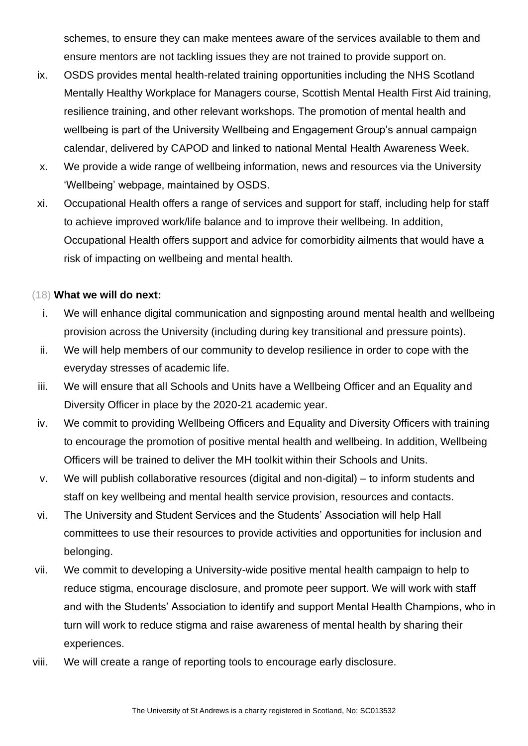schemes, to ensure they can make mentees aware of the services available to them and ensure mentors are not tackling issues they are not trained to provide support on.

ix. OSDS provides mental health-related training opportunities including the NHS Scotland Mentally Healthy Workplace for Managers course, Scottish Mental Health First Aid training, resilience training, and other relevant workshops. The promotion of mental health and wellbeing is part of the University Wellbeing and Engagement Group's annual campaign calendar, delivered by CAPOD and linked to national Mental Health Awareness Week.

x. We provide a wide range of wellbeing information, news and resources via the University 'Wellbeing' webpage, maintained by OSDS.

xi. Occupational Health offers a range of services and support for staff, including help for staff to achieve improved work/life balance and to improve their wellbeing. In addition, Occupational Health offers support and advice for comorbidity ailments that would have a risk of impacting on wellbeing and mental health.

(18) **What we will do next:**

i. We will enhance digital communication and signposting around mental health and wellbeing provision across the University (including during key transitional and pressure points).

ii. We will help members of our community to develop resilience in order to cope with the everyday stresses of academic life.

iii. We will ensure that all Schools and Units have a Wellbeing Officer and an Equality and Diversity Officer in place by the 2020-21 academic year.

iv. We commit to providing Wellbeing Officers and Equality and Diversity Officers with training to encourage the promotion of positive mental health and wellbeing. In addition, Wellbeing Officers will be trained to deliver the MH toolkit within their Schools and Units.

v. We will publish collaborative resources (digital and non-digital) – to inform students and staff on key wellbeing and mental health service provision, resources and contacts.

vi. The University and Student Services and the Students' Association will help Hall committees to use their resources to provide activities and opportunities for inclusion and belonging.

vii. We commit to developing a University-wide positive mental health campaign to help to reduce stigma, encourage disclosure, and promote peer support. We will work with staff and with the Students' Association to identify and support Mental Health Champions, who in turn will work to reduce stigma and raise awareness of mental health by sharing their experiences.

viii. We will create a range of reporting tools to encourage early disclosure.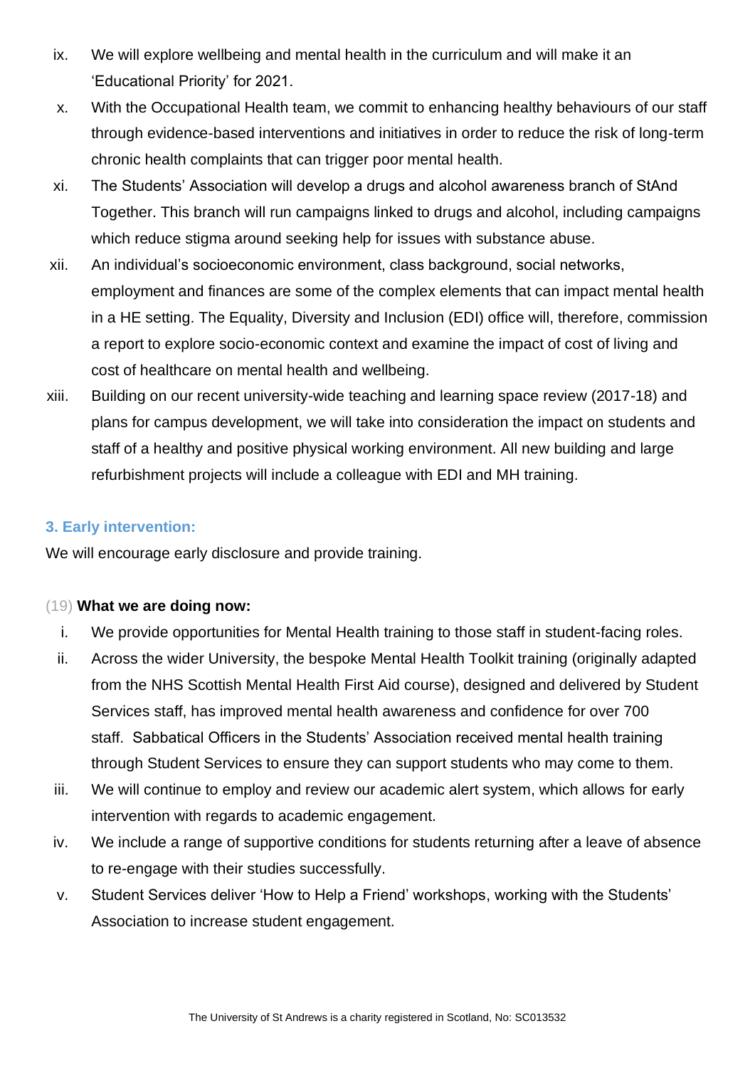ix. We will explore wellbeing and mental health in the curriculum and will make it an 'Educational Priority' for 2021.

x. With the Occupational Health team, we commit to enhancing healthy behaviours of our staff through evidence-based interventions and initiatives in order to reduce the risk of long-term chronic health complaints that can trigger poor mental health.

xi. The Students' Association will develop a drugs and alcohol awareness branch of StAnd Together. This branch will run campaigns linked to drugs and alcohol, including campaigns which reduce stigma around seeking help for issues with substance abuse.

xii. An individual's socioeconomic environment, class background, social networks, employment and finances are some of the complex elements that can impact mental health in a HE setting. The Equality, Diversity and Inclusion (EDI) office will, therefore, commission a report to explore socio-economic context and examine the impact of cost of living and cost of healthcare on mental health and wellbeing.

xiii. Building on our recent university-wide teaching and learning space review (2017-18) and plans for campus development, we will take into consideration the impact on students and staff of a healthy and positive physical working environment. All new building and large refurbishment projects will include a colleague with EDI and MH training.

### 3. Early intervention:

We will encourage early disclosure and provide training.

(19) **What we are doing now:**

i. We provide opportunities for Mental Health training to those staff in student-facing roles.

ii. Across the wider University, the bespoke Mental Health Toolkit training (originally adapted from the NHS Scottish Mental Health First Aid course), designed and delivered by Student Services staff, has improved mental health awareness and confidence for over 700 staff. Sabbatical Officers in the Students' Association received mental health training through Student Services to ensure they can support students who may come to them.

iii. We will continue to employ and review our academic alert system, which allows for early intervention with regards to academic engagement.

iv. We include a range of supportive conditions for students returning after a leave of absence to re-engage with their studies successfully.

v. Student Services deliver 'How to Help a Friend' workshops, working with the Students' Association to increase student engagement.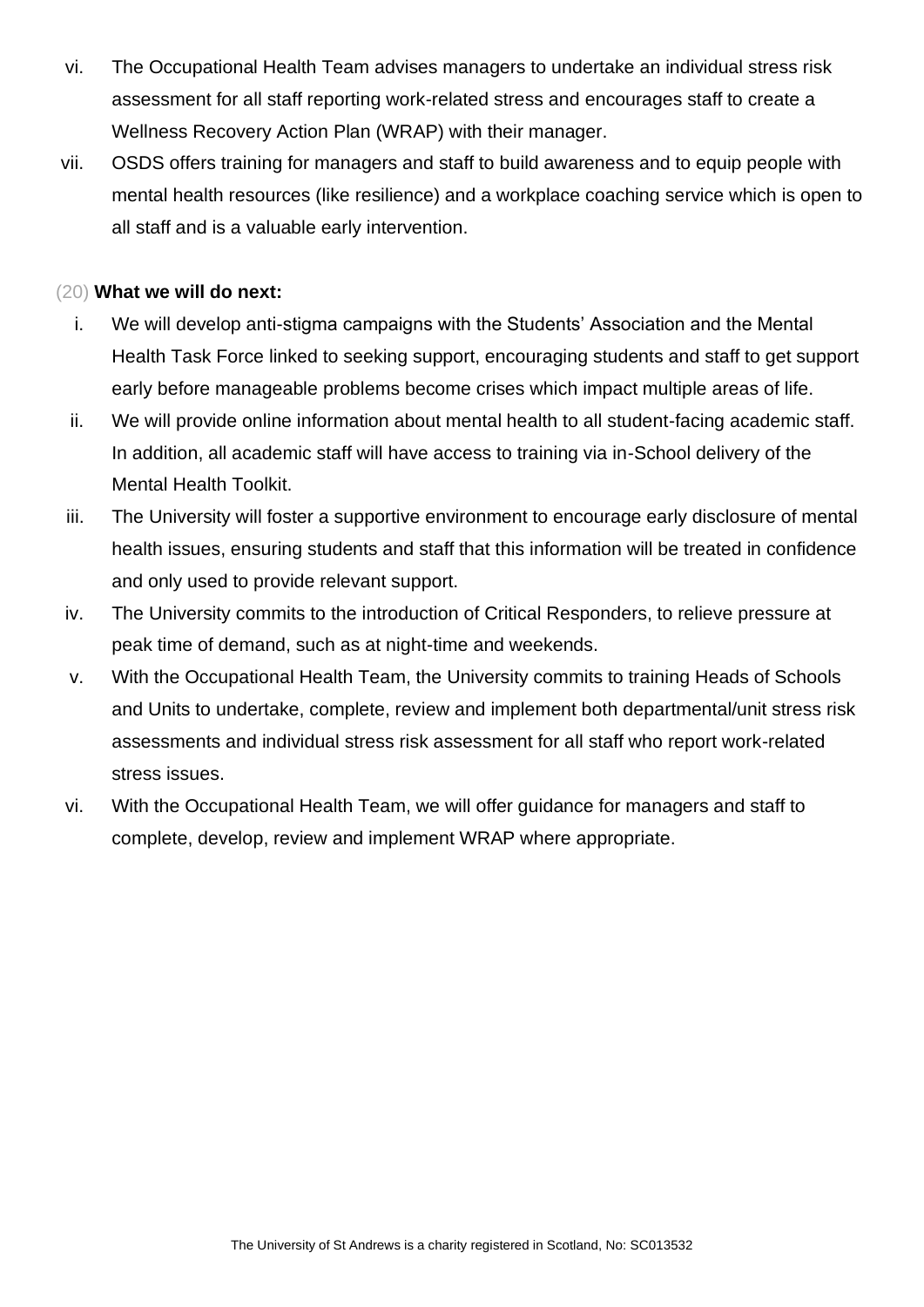vi. The Occupational Health Team advises managers to undertake an individual stress risk assessment for all staff reporting work-related stress and encourages staff to create a Wellness Recovery Action Plan (WRAP) with their manager.

vii. OSDS offers training for managers and staff to build awareness and to equip people with mental health resources (like resilience) and a workplace coaching service which is open to all staff and is a valuable early intervention.

(20) **What we will do next:**

i. We will develop anti-stigma campaigns with the Students' Association and the Mental Health Task Force linked to seeking support, encouraging students and staff to get support early before manageable problems become crises which impact multiple areas of life.

ii. We will provide online information about mental health to all student-facing academic staff. In addition, all academic staff will have access to training via in-School delivery of the Mental Health Toolkit.

iii. The University will foster a supportive environment to encourage early disclosure of mental health issues, ensuring students and staff that this information will be treated in confidence and only used to provide relevant support.

iv. The University commits to the introduction of Critical Responders, to relieve pressure at peak time of demand, such as at night-time and weekends.

v. With the Occupational Health Team, the University commits to training Heads of Schools and Units to undertake, complete, review and implement both departmental/unit stress risk assessments and individual stress risk assessment for all staff who report work-related stress issues.

vi. With the Occupational Health Team, we will offer guidance for managers and staff to complete, develop, review and implement WRAP where appropriate.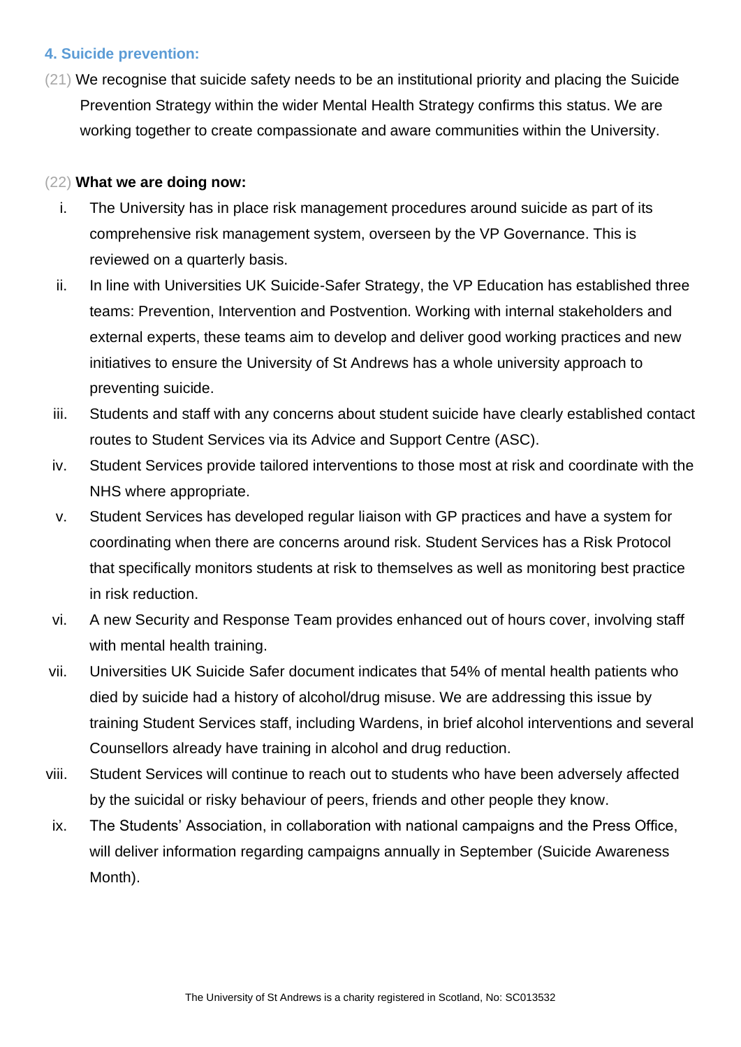## 4. Suicide prevention:

(21) We recognise that suicide safety needs to be an institutional priority and placing the Suicide Prevention Strategy within the wider Mental Health Strategy confirms this status. We are working together to create compassionate and aware communities within the University.

(22) **What we are doing now:**

i. The University has in place risk management procedures around suicide as part of its comprehensive risk management system, overseen by the VP Governance. This is reviewed on a quarterly basis.

ii. In line with Universities UK Suicide-Safer Strategy, the VP Education has established three teams: Prevention, Intervention and Postvention. Working with internal stakeholders and external experts, these teams aim to develop and deliver good working practices and new initiatives to ensure the University of St Andrews has a whole university approach to preventing suicide.

iii. Students and staff with any concerns about student suicide have clearly established contact routes to Student Services via its Advice and Support Centre (ASC).

iv. Student Services provide tailored interventions to those most at risk and coordinate with the NHS where appropriate.

v. Student Services has developed regular liaison with GP practices and have a system for coordinating when there are concerns around risk. Student Services has a Risk Protocol that specifically monitors students at risk to themselves as well as monitoring best practice in risk reduction.

vi. A new Security and Response Team provides enhanced out of hours cover, involving staff with mental health training.

vii. Universities UK Suicide Safer document indicates that 54% of mental health patients who died by suicide had a history of alcohol/drug misuse. We are addressing this issue by training Student Services staff, including Wardens, in brief alcohol interventions and several Counsellors already have training in alcohol and drug reduction.

viii. Student Services will continue to reach out to students who have been adversely affected by the suicidal or risky behaviour of peers, friends and other people they know.

ix. The Students' Association, in collaboration with national campaigns and the Press Office, will deliver information regarding campaigns annually in September (Suicide Awareness Month).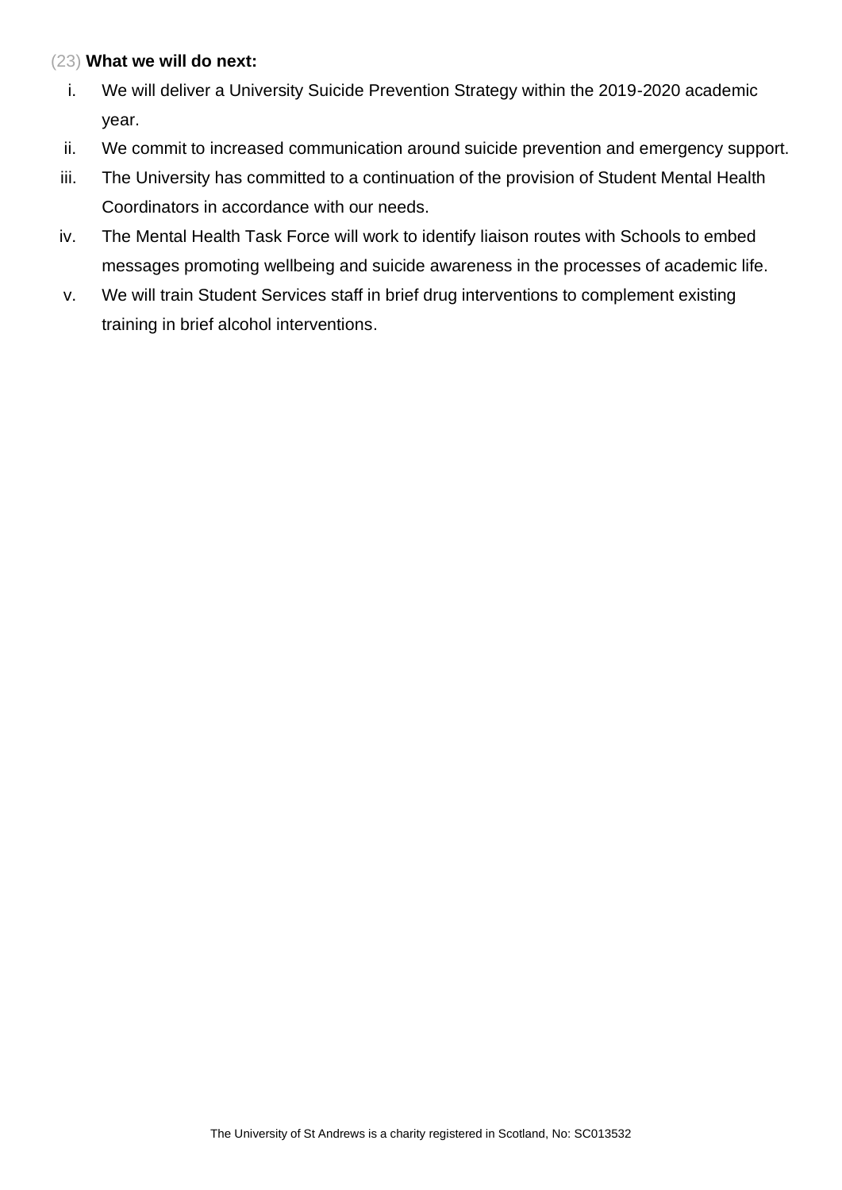(23) **What we will do next:**

i. We will deliver a University Suicide Prevention Strategy within the 2019-2020 academic year.
ii. We commit to increased communication around suicide prevention and emergency support.
iii. The University has committed to a continuation of the provision of Student Mental Health Coordinators in accordance with our needs.
iv. The Mental Health Task Force will work to identify liaison routes with Schools to embed messages promoting wellbeing and suicide awareness in the processes of academic life.
v. We will train Student Services staff in brief drug interventions to complement existing training in brief alcohol interventions.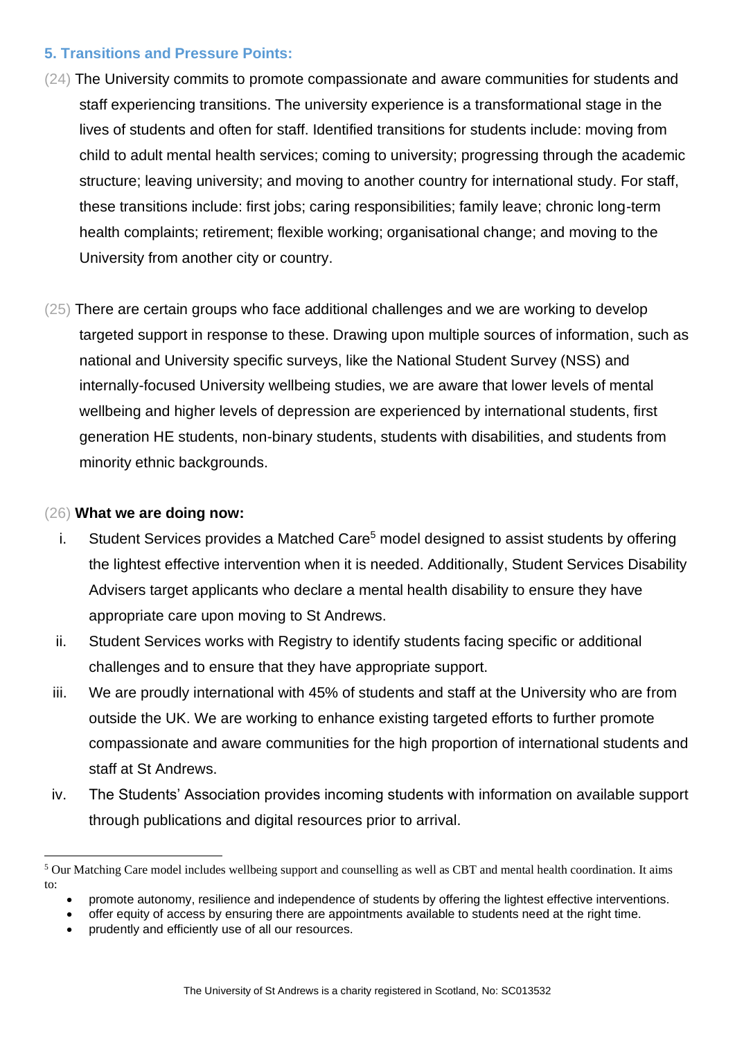### 5. Transitions and Pressure Points:

(24) The University commits to promote compassionate and aware communities for students and staff experiencing transitions. The university experience is a transformational stage in the lives of students and often for staff. Identified transitions for students include: moving from child to adult mental health services; coming to university; progressing through the academic structure; leaving university; and moving to another country for international study. For staff, these transitions include: first jobs; caring responsibilities; family leave; chronic long-term health complaints; retirement; flexible working; organisational change; and moving to the University from another city or country.

(25) There are certain groups who face additional challenges and we are working to develop targeted support in response to these. Drawing upon multiple sources of information, such as national and University specific surveys, like the National Student Survey (NSS) and internally-focused University wellbeing studies, we are aware that lower levels of mental wellbeing and higher levels of depression are experienced by international students, first generation HE students, non-binary students, students with disabilities, and students from minority ethnic backgrounds.

(26) **What we are doing now:**

i. Student Services provides a Matched Care[5] model designed to assist students by offering the lightest effective intervention when it is needed. Additionally, Student Services Disability Advisers target applicants who declare a mental health disability to ensure they have appropriate care upon moving to St Andrews.

ii. Student Services works with Registry to identify students facing specific or additional challenges and to ensure that they have appropriate support.

iii. We are proudly international with 45% of students and staff at the University who are from outside the UK. We are working to enhance existing targeted efforts to further promote compassionate and aware communities for the high proportion of international students and staff at St Andrews.

iv. The Students' Association provides incoming students with information on available support through publications and digital resources prior to arrival.

---

[5] Our Matching Care model includes wellbeing support and counselling as well as CBT and mental health coordination. It aims to:

- promote autonomy, resilience and independence of students by offering the lightest effective interventions.
- offer equity of access by ensuring there are appointments available to students need at the right time.
- prudently and efficiently use of all our resources.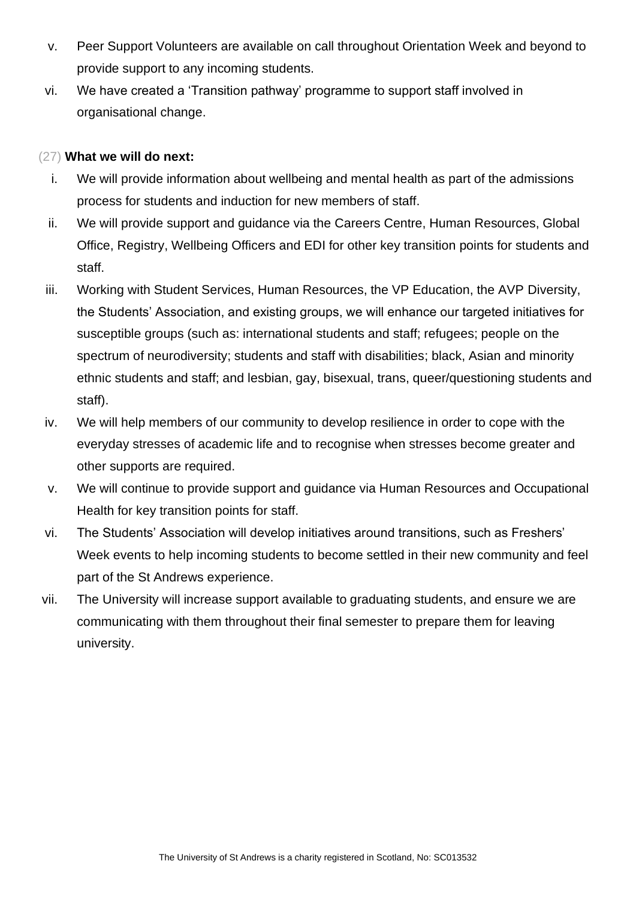v. Peer Support Volunteers are available on call throughout Orientation Week and beyond to provide support to any incoming students.
vi. We have created a 'Transition pathway' programme to support staff involved in organisational change.

(27) **What we will do next:**

i. We will provide information about wellbeing and mental health as part of the admissions process for students and induction for new members of staff.
ii. We will provide support and guidance via the Careers Centre, Human Resources, Global Office, Registry, Wellbeing Officers and EDI for other key transition points for students and staff.
iii. Working with Student Services, Human Resources, the VP Education, the AVP Diversity, the Students' Association, and existing groups, we will enhance our targeted initiatives for susceptible groups (such as: international students and staff; refugees; people on the spectrum of neurodiversity; students and staff with disabilities; black, Asian and minority ethnic students and staff; and lesbian, gay, bisexual, trans, queer/questioning students and staff).
iv. We will help members of our community to develop resilience in order to cope with the everyday stresses of academic life and to recognise when stresses become greater and other supports are required.
v. We will continue to provide support and guidance via Human Resources and Occupational Health for key transition points for staff.
vi. The Students' Association will develop initiatives around transitions, such as Freshers' Week events to help incoming students to become settled in their new community and feel part of the St Andrews experience.
vii. The University will increase support available to graduating students, and ensure we are communicating with them throughout their final semester to prepare them for leaving university.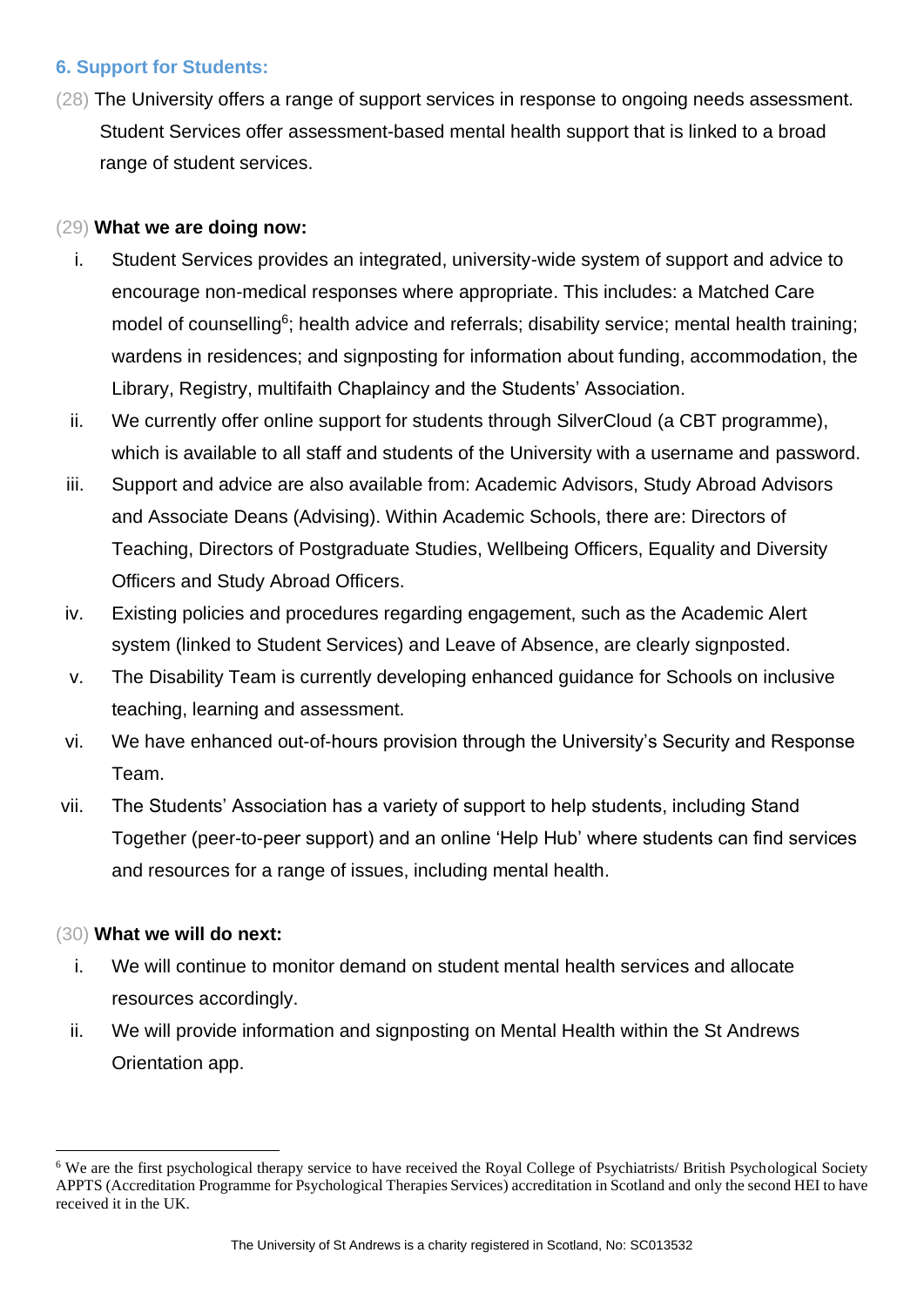## 6. Support for Students:

(28) The University offers a range of support services in response to ongoing needs assessment. Student Services offer assessment-based mental health support that is linked to a broad range of student services.

(29) **What we are doing now:**

i. Student Services provides an integrated, university-wide system of support and advice to encourage non-medical responses where appropriate. This includes: a Matched Care model of counselling[6]; health advice and referrals; disability service; mental health training; wardens in residences; and signposting for information about funding, accommodation, the Library, Registry, multifaith Chaplaincy and the Students' Association.

ii. We currently offer online support for students through SilverCloud (a CBT programme), which is available to all staff and students of the University with a username and password.

iii. Support and advice are also available from: Academic Advisors, Study Abroad Advisors and Associate Deans (Advising). Within Academic Schools, there are: Directors of Teaching, Directors of Postgraduate Studies, Wellbeing Officers, Equality and Diversity Officers and Study Abroad Officers.

iv. Existing policies and procedures regarding engagement, such as the Academic Alert system (linked to Student Services) and Leave of Absence, are clearly signposted.

v. The Disability Team is currently developing enhanced guidance for Schools on inclusive teaching, learning and assessment.

vi. We have enhanced out-of-hours provision through the University's Security and Response Team.

vii. The Students' Association has a variety of support to help students, including Stand Together (peer-to-peer support) and an online 'Help Hub' where students can find services and resources for a range of issues, including mental health.

(30) **What we will do next:**

i. We will continue to monitor demand on student mental health services and allocate resources accordingly.

ii. We will provide information and signposting on Mental Health within the St Andrews Orientation app.

---

[6] We are the first psychological therapy service to have received the Royal College of Psychiatrists/ British Psychological Society APPTS (Accreditation Programme for Psychological Therapies Services) accreditation in Scotland and only the second HEI to have received it in the UK.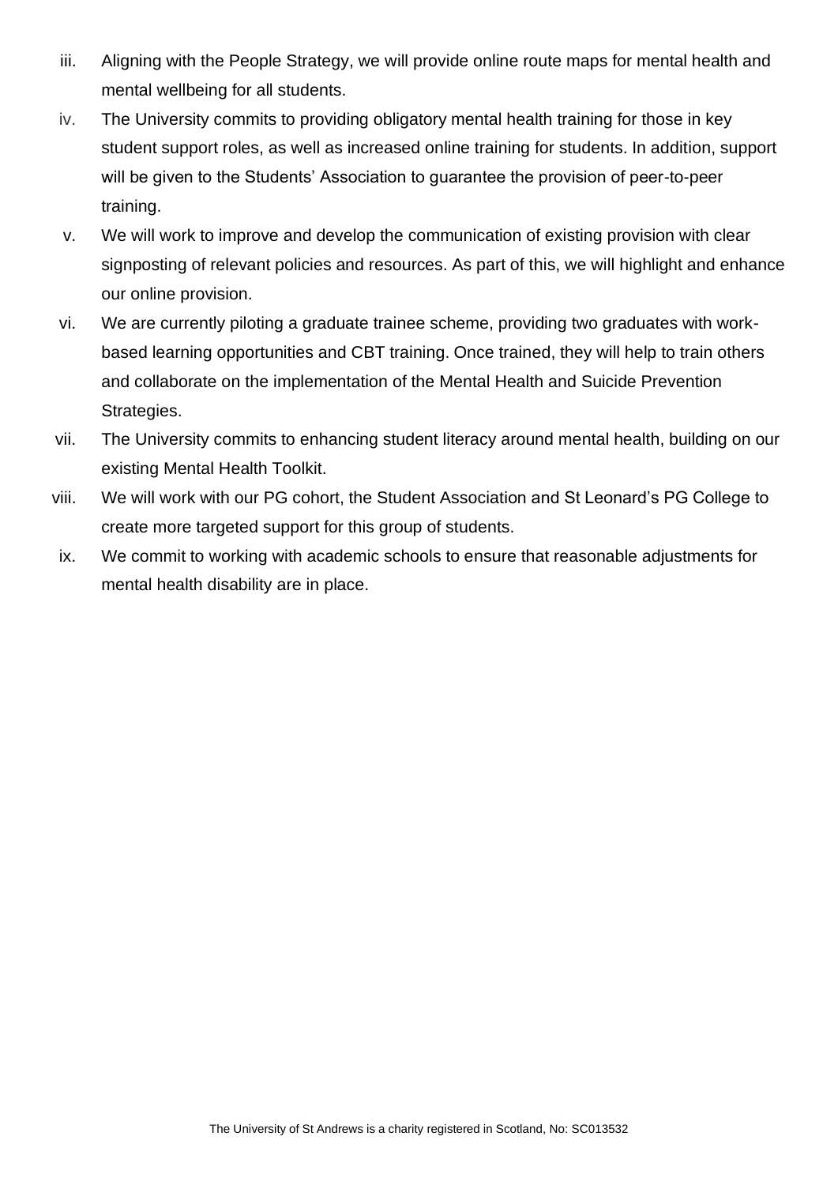iii. Aligning with the People Strategy, we will provide online route maps for mental health and mental wellbeing for all students.

iv. The University commits to providing obligatory mental health training for those in key student support roles, as well as increased online training for students. In addition, support will be given to the Students' Association to guarantee the provision of peer-to-peer training.

v. We will work to improve and develop the communication of existing provision with clear signposting of relevant policies and resources. As part of this, we will highlight and enhance our online provision.

vi. We are currently piloting a graduate trainee scheme, providing two graduates with work-based learning opportunities and CBT training. Once trained, they will help to train others and collaborate on the implementation of the Mental Health and Suicide Prevention Strategies.

vii. The University commits to enhancing student literacy around mental health, building on our existing Mental Health Toolkit.

viii. We will work with our PG cohort, the Student Association and St Leonard's PG College to create more targeted support for this group of students.

ix. We commit to working with academic schools to ensure that reasonable adjustments for mental health disability are in place.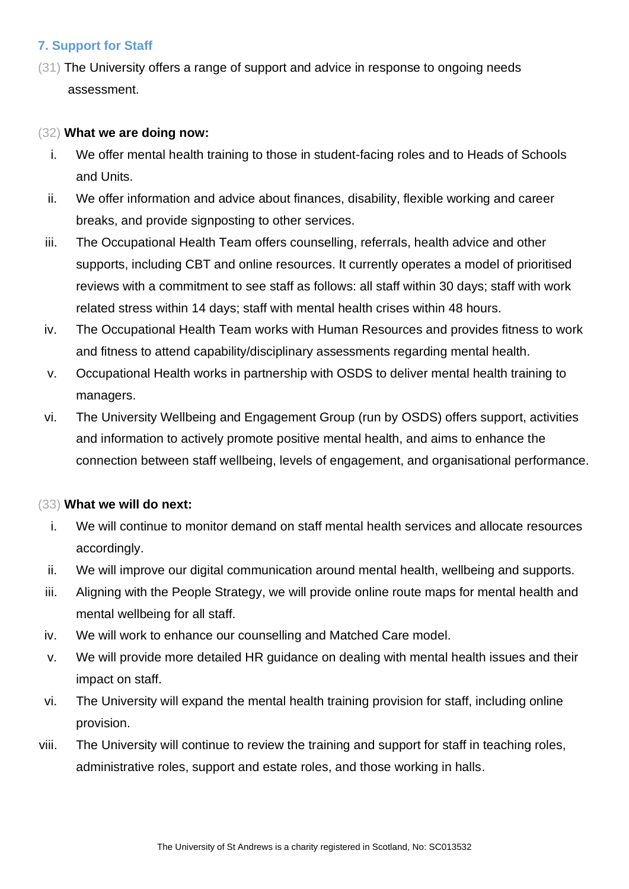## 7. Support for Staff

(31) The University offers a range of support and advice in response to ongoing needs assessment.

(32) **What we are doing now:**

i. We offer mental health training to those in student-facing roles and to Heads of Schools and Units.
ii. We offer information and advice about finances, disability, flexible working and career breaks, and provide signposting to other services.
iii. The Occupational Health Team offers counselling, referrals, health advice and other supports, including CBT and online resources. It currently operates a model of prioritised reviews with a commitment to see staff as follows: all staff within 30 days; staff with work related stress within 14 days; staff with mental health crises within 48 hours.
iv. The Occupational Health Team works with Human Resources and provides fitness to work and fitness to attend capability/disciplinary assessments regarding mental health.
v. Occupational Health works in partnership with OSDS to deliver mental health training to managers.
vi. The University Wellbeing and Engagement Group (run by OSDS) offers support, activities and information to actively promote positive mental health, and aims to enhance the connection between staff wellbeing, levels of engagement, and organisational performance.

(33) **What we will do next:**

i. We will continue to monitor demand on staff mental health services and allocate resources accordingly.
ii. We will improve our digital communication around mental health, wellbeing and supports.
iii. Aligning with the People Strategy, we will provide online route maps for mental health and mental wellbeing for all staff.
iv. We will work to enhance our counselling and Matched Care model.
v. We will provide more detailed HR guidance on dealing with mental health issues and their impact on staff.
vi. The University will expand the mental health training provision for staff, including online provision.
viii. The University will continue to review the training and support for staff in teaching roles, administrative roles, support and estate roles, and those working in halls.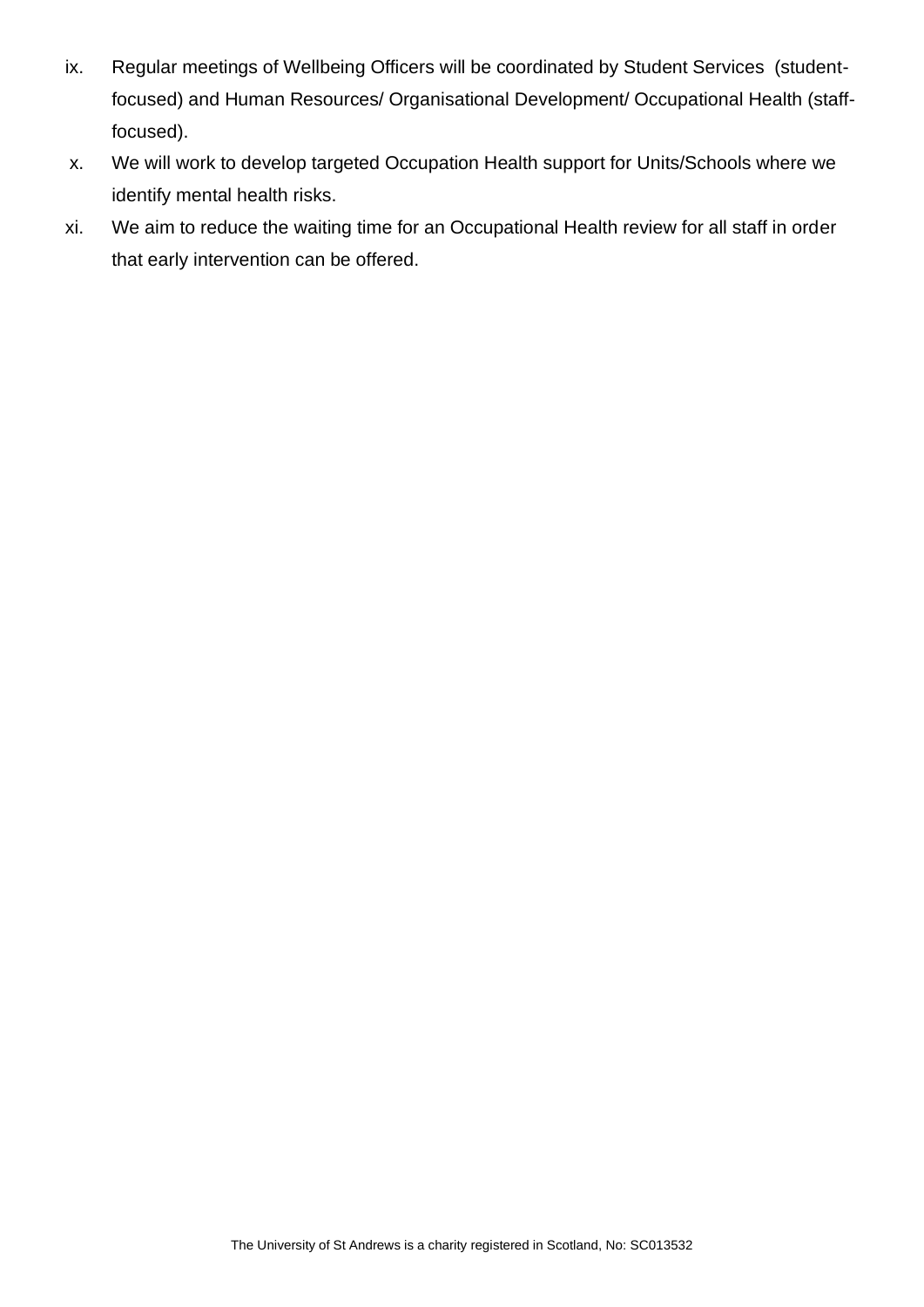ix. Regular meetings of Wellbeing Officers will be coordinated by Student Services (student-focused) and Human Resources/ Organisational Development/ Occupational Health (staff-focused).

x. We will work to develop targeted Occupation Health support for Units/Schools where we identify mental health risks.

xi. We aim to reduce the waiting time for an Occupational Health review for all staff in order that early intervention can be offered.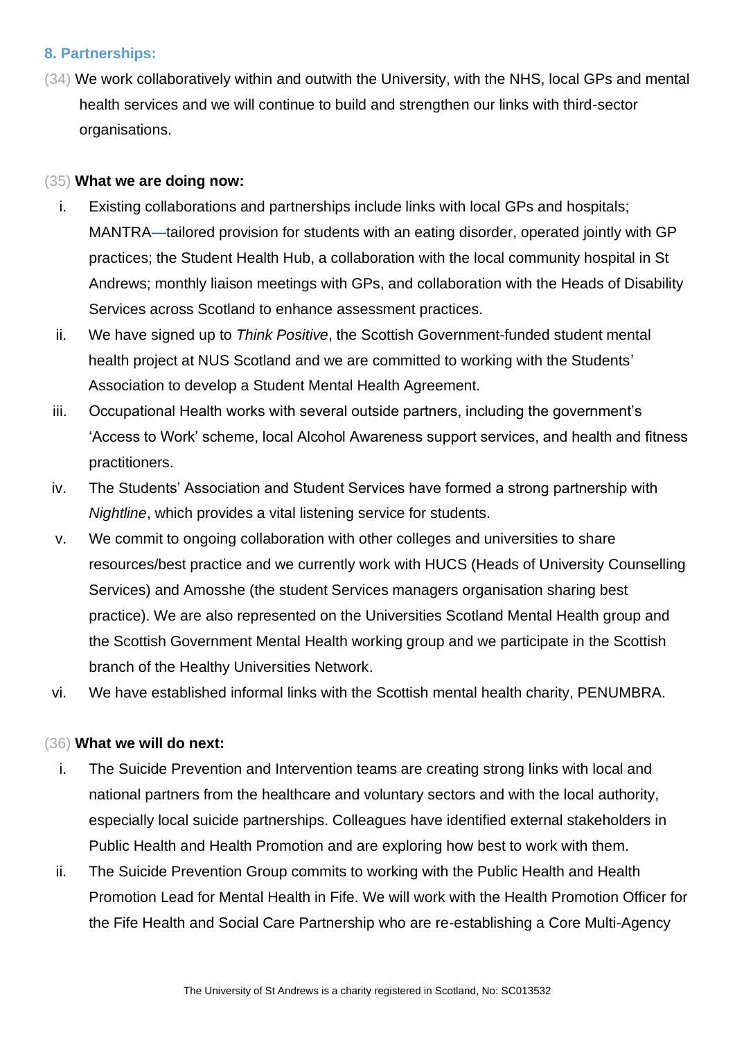### 8. Partnerships:

(34) We work collaboratively within and outwith the University, with the NHS, local GPs and mental health services and we will continue to build and strengthen our links with third-sector organisations.

(35) **What we are doing now:**

i. Existing collaborations and partnerships include links with local GPs and hospitals; MANTRA—tailored provision for students with an eating disorder, operated jointly with GP practices; the Student Health Hub, a collaboration with the local community hospital in St Andrews; monthly liaison meetings with GPs, and collaboration with the Heads of Disability Services across Scotland to enhance assessment practices.

ii. We have signed up to *Think Positive*, the Scottish Government-funded student mental health project at NUS Scotland and we are committed to working with the Students' Association to develop a Student Mental Health Agreement.

iii. Occupational Health works with several outside partners, including the government's 'Access to Work' scheme, local Alcohol Awareness support services, and health and fitness practitioners.

iv. The Students' Association and Student Services have formed a strong partnership with *Nightline*, which provides a vital listening service for students.

v. We commit to ongoing collaboration with other colleges and universities to share resources/best practice and we currently work with HUCS (Heads of University Counselling Services) and Amosshe (the student Services managers organisation sharing best practice). We are also represented on the Universities Scotland Mental Health group and the Scottish Government Mental Health working group and we participate in the Scottish branch of the Healthy Universities Network.

vi. We have established informal links with the Scottish mental health charity, PENUMBRA.

(36) **What we will do next:**

i. The Suicide Prevention and Intervention teams are creating strong links with local and national partners from the healthcare and voluntary sectors and with the local authority, especially local suicide partnerships. Colleagues have identified external stakeholders in Public Health and Health Promotion and are exploring how best to work with them.

ii. The Suicide Prevention Group commits to working with the Public Health and Health Promotion Lead for Mental Health in Fife. We will work with the Health Promotion Officer for the Fife Health and Social Care Partnership who are re-establishing a Core Multi-Agency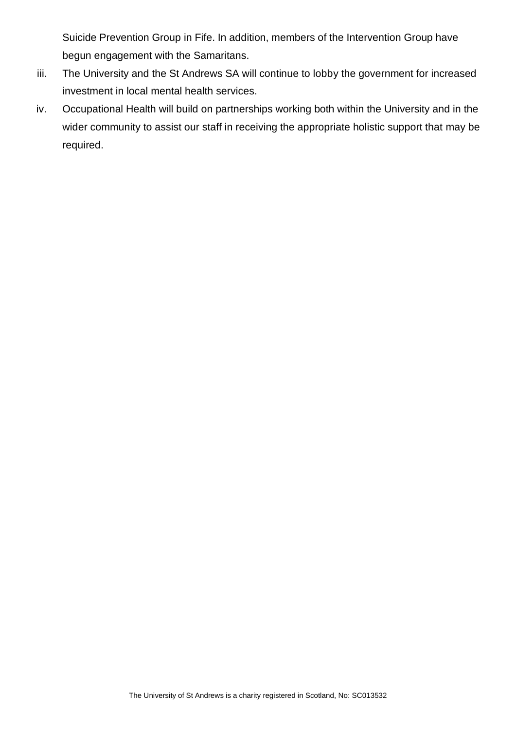Suicide Prevention Group in Fife. In addition, members of the Intervention Group have begun engagement with the Samaritans.

iii. The University and the St Andrews SA will continue to lobby the government for increased investment in local mental health services.

iv. Occupational Health will build on partnerships working both within the University and in the wider community to assist our staff in receiving the appropriate holistic support that may be required.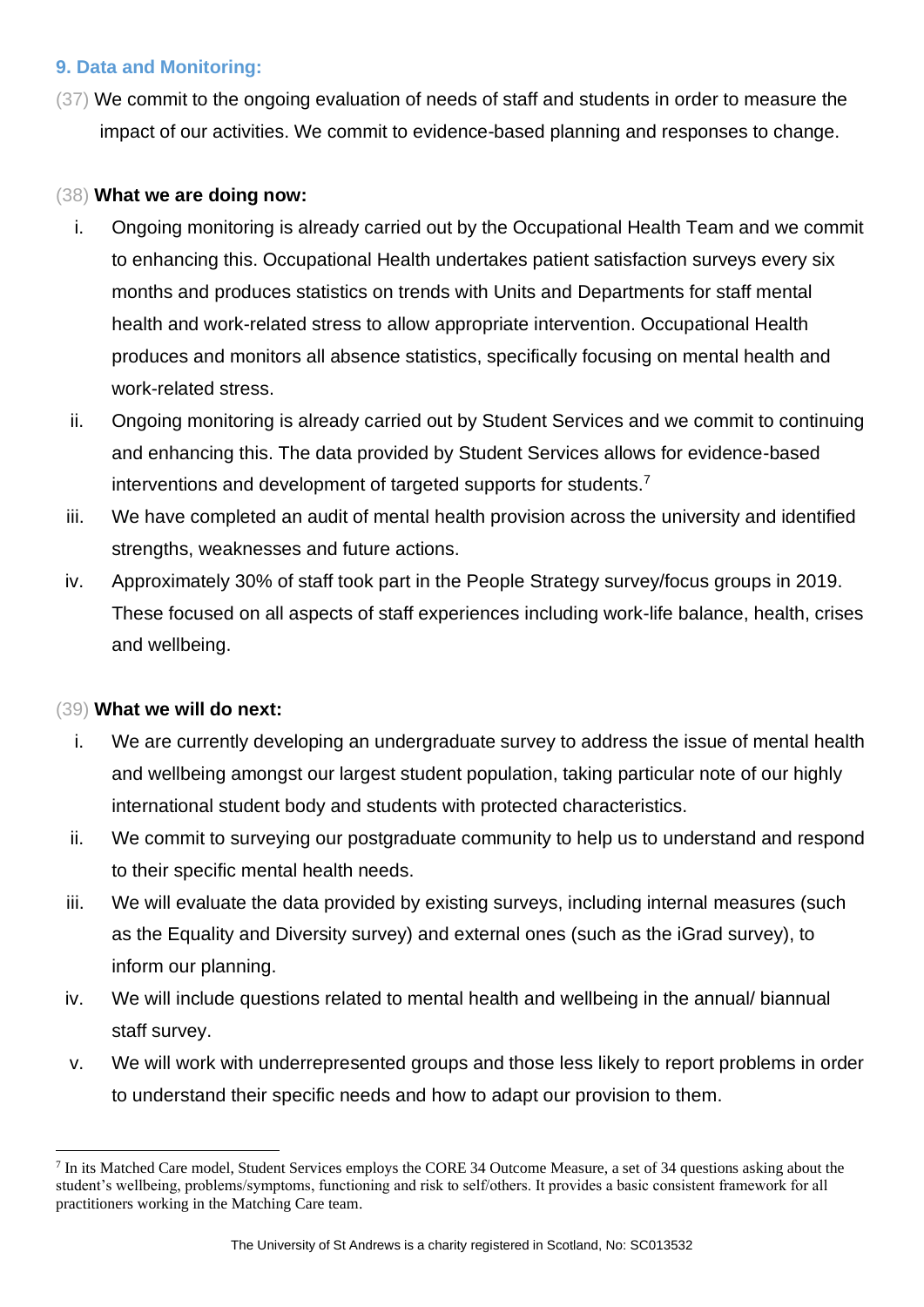## 9. Data and Monitoring:

(37) We commit to the ongoing evaluation of needs of staff and students in order to measure the impact of our activities. We commit to evidence-based planning and responses to change.

(38) **What we are doing now:**

i. Ongoing monitoring is already carried out by the Occupational Health Team and we commit to enhancing this. Occupational Health undertakes patient satisfaction surveys every six months and produces statistics on trends with Units and Departments for staff mental health and work-related stress to allow appropriate intervention. Occupational Health produces and monitors all absence statistics, specifically focusing on mental health and work-related stress.

ii. Ongoing monitoring is already carried out by Student Services and we commit to continuing and enhancing this. The data provided by Student Services allows for evidence-based interventions and development of targeted supports for students.[7]

iii. We have completed an audit of mental health provision across the university and identified strengths, weaknesses and future actions.

iv. Approximately 30% of staff took part in the People Strategy survey/focus groups in 2019. These focused on all aspects of staff experiences including work-life balance, health, crises and wellbeing.

(39) **What we will do next:**

i. We are currently developing an undergraduate survey to address the issue of mental health and wellbeing amongst our largest student population, taking particular note of our highly international student body and students with protected characteristics.

ii. We commit to surveying our postgraduate community to help us to understand and respond to their specific mental health needs.

iii. We will evaluate the data provided by existing surveys, including internal measures (such as the Equality and Diversity survey) and external ones (such as the iGrad survey), to inform our planning.

iv. We will include questions related to mental health and wellbeing in the annual/ biannual staff survey.

v. We will work with underrepresented groups and those less likely to report problems in order to understand their specific needs and how to adapt our provision to them.

---

[7] In its Matched Care model, Student Services employs the CORE 34 Outcome Measure, a set of 34 questions asking about the student's wellbeing, problems/symptoms, functioning and risk to self/others. It provides a basic consistent framework for all practitioners working in the Matching Care team.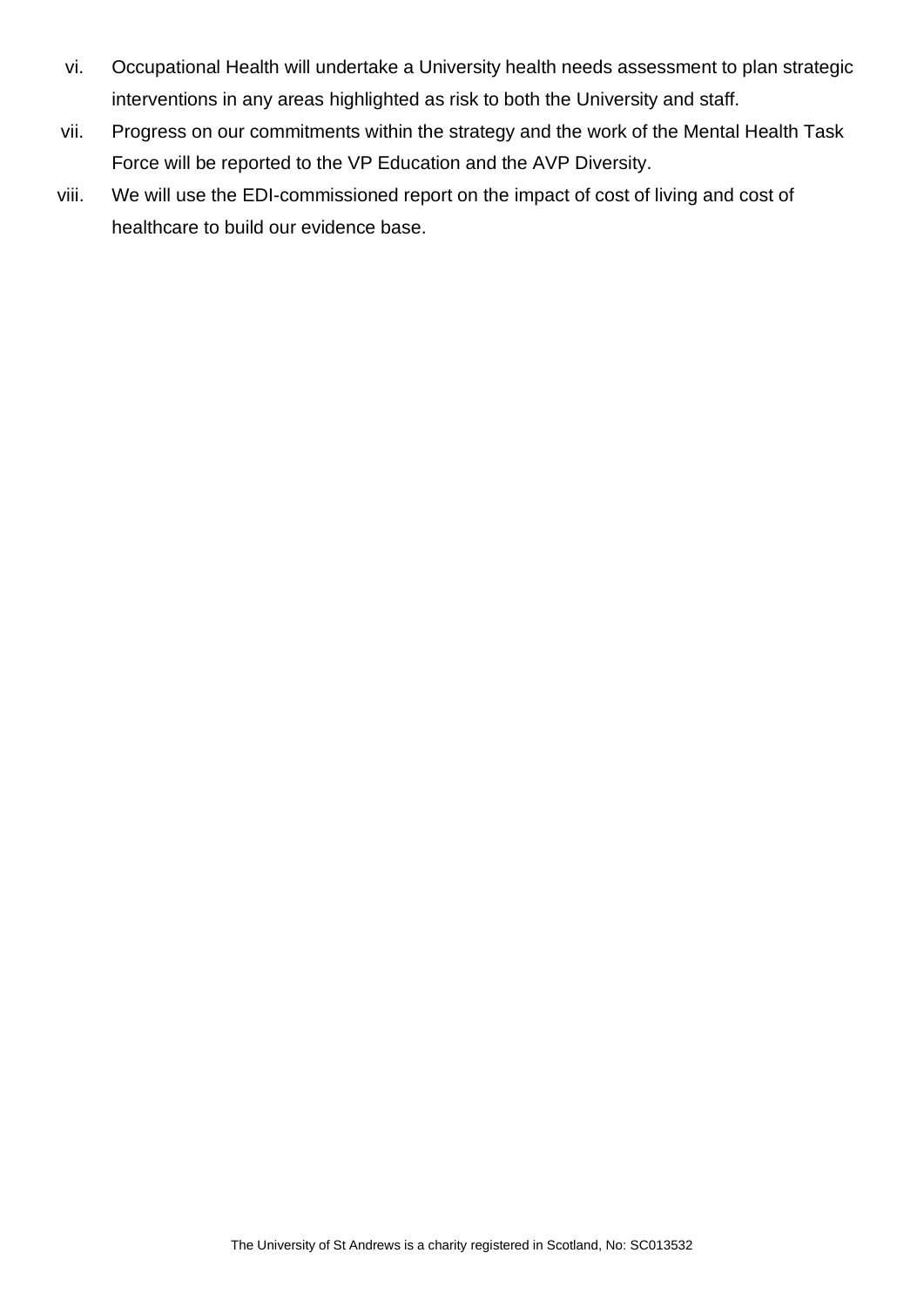vi. Occupational Health will undertake a University health needs assessment to plan strategic interventions in any areas highlighted as risk to both the University and staff.

vii. Progress on our commitments within the strategy and the work of the Mental Health Task Force will be reported to the VP Education and the AVP Diversity.

viii. We will use the EDI-commissioned report on the impact of cost of living and cost of healthcare to build our evidence base.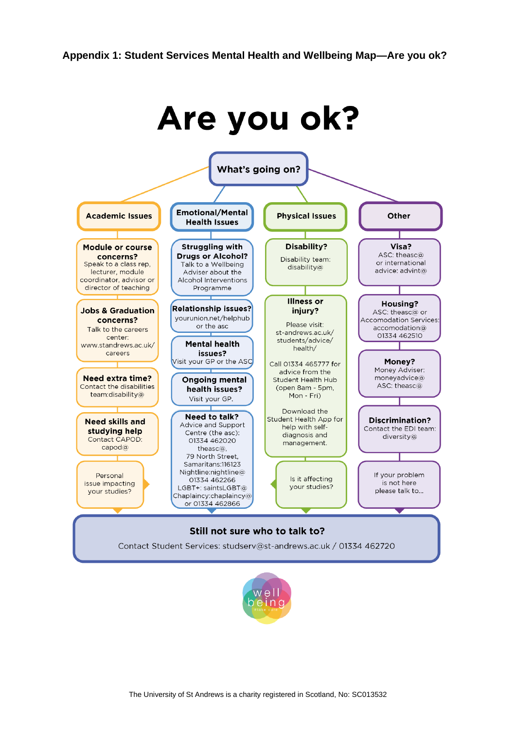**Appendix 1: Student Services Mental Health and Wellbeing Map—Are you ok?**

# Are you ok?

## What's going on?

### Academic Issues

**Module or course concerns?**
Speak to a class rep, lecturer, module coordinator, advisor or director of teaching

**Jobs & Graduation concerns?**
Talk to the careers center: www.standrews.ac.uk/careers

**Need extra time?**
Contact the disabilities team:disability@

**Need skills and studying help**
Contact CAPOD: capod@

Personal issue impacting your studies?

### Emotional/Mental Health Issues

**Struggling with Drugs or Alcohol?**
Talk to a Wellbeing Adviser about the Alcohol Interventions Programme

**Relationship issues?**
yourunion.net/helphub or the asc

**Mental health issues?**
Visit your GP or the ASC

**Ongoing mental health issues?**
Visit your GP.

**Need to talk?**
Advice and Support Centre (the asc): 01334 462020 theasc@, 79 North Street,
Samaritans:116123
Nightline:nightline@ 01334 462266
LGBT+: saintsLGBT@
Chaplaincy:chaplaincy@ or 01334 462866

### Physical Issues

**Disability?**
Disability team: disability@

**Illness or injury?**
Please visit: st-andrews.ac.uk/students/advice/health/

Call 01334 465777 for advice from the Student Health Hub (open 8am - 5pm, Mon - Fri)

Download the Student Health App for help with self-diagnosis and management.

Is it affecting your studies?

### Other

**Visa?**
ASC: theasc@ or international advice: advint@

**Housing?**
ASC: theasc@ or Accomodation Services: accomodation@ 01334 462510

**Money?**
Money Adviser: moneyadvice@ ASC: theasc@

**Discrimination?**
Contact the EDI team: diversity@

If your problem is not here please talk to...

## Still not sure who to talk to?

Contact Student Services: studserv@st-andrews.ac.uk / 01334 462720

well being #face care

The University of St Andrews is a charity registered in Scotland, No: SC013532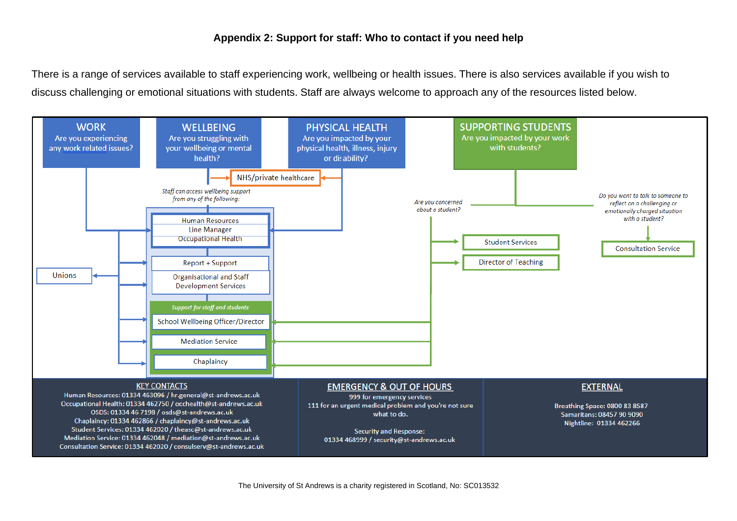## Appendix 2: Support for staff: Who to contact if you need help

There is a range of services available to staff experiencing work, wellbeing or health issues. There is also services available if you wish to discuss challenging or emotional situations with students. Staff are always welcome to approach any of the resources listed below.

**WORK**
Are you experiencing any work related issues?

**WELLBEING**
Are you struggling with your wellbeing or mental health?

**PHYSICAL HEALTH**
Are you impacted by your physical health, illness, injury or disability?

**SUPPORTING STUDENTS**
Are you impacted by your work with students?

NHS/private healthcare

*Staff can access wellbeing support from any of the following:*

- Human Resources
- Line Manager
- Occupational Health
- Report + Support
- Organisational and Staff Development Services

*Support for staff and students*

- School Wellbeing Officer/Director
- Mediation Service
- Chaplaincy

Unions

*Are you concerned about a student?*

- Student Services
- Director of Teaching

*Do you want to talk to someone to reflect on a challenging or emotionally charged situation with a student?*

- Consultation Service

**KEY CONTACTS**

Human Resources: 01334 463096 / hr.general@st-andrews.ac.uk
Occupational Health: 01334 462750 / occhealth@st-andrews.ac.uk
OSDS: 01334 46 7198 / osds@st-andrews.ac.uk
Chaplaincy: 01334 462866 / chaplaincy@st-andrews.ac.uk
Student Services: 01334 462020 / theasc@st-andrews.ac.uk
Mediation Service: 01334 462048 / mediation@st-andrews.ac.uk
Consultation Service: 01334 462020 / consulserv@st-andrews.ac.uk

**EMERGENCY & OUT OF HOURS**

999 for emergency services
111 for an urgent medical problem and you're not sure what to do.

Security and Response:
01334 468999 / security@st-andrews.ac.uk

**EXTERNAL**

Breathing Space: 0800 83 8587
Samaritans: 08457 90 9090
Nightline: 01334 462266

The University of St Andrews is a charity registered in Scotland, No: SC013532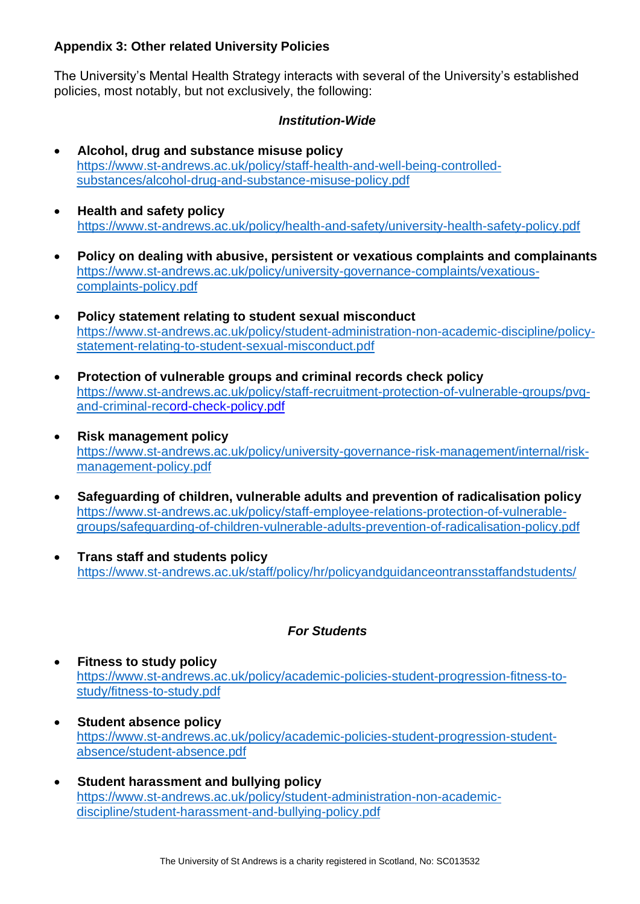## Appendix 3: Other related University Policies

The University's Mental Health Strategy interacts with several of the University's established policies, most notably, but not exclusively, the following:

### *Institution-Wide*

- **Alcohol, drug and substance misuse policy**
  https://www.st-andrews.ac.uk/policy/staff-health-and-well-being-controlled-substances/alcohol-drug-and-substance-misuse-policy.pdf

- **Health and safety policy**
  https://www.st-andrews.ac.uk/policy/health-and-safety/university-health-safety-policy.pdf

- **Policy on dealing with abusive, persistent or vexatious complaints and complainants**
  https://www.st-andrews.ac.uk/policy/university-governance-complaints/vexatious-complaints-policy.pdf

- **Policy statement relating to student sexual misconduct**
  https://www.st-andrews.ac.uk/policy/student-administration-non-academic-discipline/policy-statement-relating-to-student-sexual-misconduct.pdf

- **Protection of vulnerable groups and criminal records check policy**
  https://www.st-andrews.ac.uk/policy/staff-recruitment-protection-of-vulnerable-groups/pvg-and-criminal-record-check-policy.pdf

- **Risk management policy**
  https://www.st-andrews.ac.uk/policy/university-governance-risk-management/internal/risk-management-policy.pdf

- **Safeguarding of children, vulnerable adults and prevention of radicalisation policy**
  https://www.st-andrews.ac.uk/policy/staff-employee-relations-protection-of-vulnerable-groups/safeguarding-of-children-vulnerable-adults-prevention-of-radicalisation-policy.pdf

- **Trans staff and students policy**
  https://www.st-andrews.ac.uk/staff/policy/hr/policyandguidanceontransstaffandstudents/

### *For Students*

- **Fitness to study policy**
  https://www.st-andrews.ac.uk/policy/academic-policies-student-progression-fitness-to-study/fitness-to-study.pdf

- **Student absence policy**
  https://www.st-andrews.ac.uk/policy/academic-policies-student-progression-student-absence/student-absence.pdf

- **Student harassment and bullying policy**
  https://www.st-andrews.ac.uk/policy/student-administration-non-academic-discipline/student-harassment-and-bullying-policy.pdf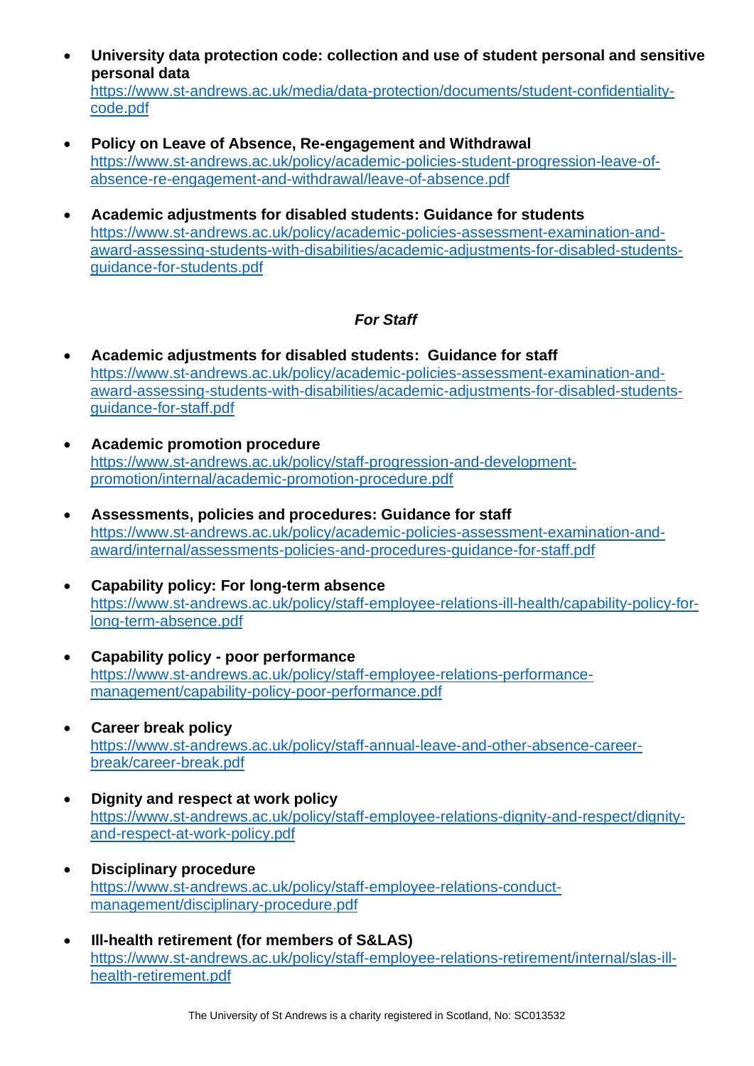- **University data protection code: collection and use of student personal and sensitive personal data**
  https://www.st-andrews.ac.uk/media/data-protection/documents/student-confidentiality-code.pdf

- **Policy on Leave of Absence, Re-engagement and Withdrawal**
  https://www.st-andrews.ac.uk/policy/academic-policies-student-progression-leave-of-absence-re-engagement-and-withdrawal/leave-of-absence.pdf

- **Academic adjustments for disabled students: Guidance for students**
  https://www.st-andrews.ac.uk/policy/academic-policies-assessment-examination-and-award-assessing-students-with-disabilities/academic-adjustments-for-disabled-students-guidance-for-students.pdf

***For Staff***

- **Academic adjustments for disabled students: Guidance for staff**
  https://www.st-andrews.ac.uk/policy/academic-policies-assessment-examination-and-award-assessing-students-with-disabilities/academic-adjustments-for-disabled-students-guidance-for-staff.pdf

- **Academic promotion procedure**
  https://www.st-andrews.ac.uk/policy/staff-progression-and-development-promotion/internal/academic-promotion-procedure.pdf

- **Assessments, policies and procedures: Guidance for staff**
  https://www.st-andrews.ac.uk/policy/academic-policies-assessment-examination-and-award/internal/assessments-policies-and-procedures-guidance-for-staff.pdf

- **Capability policy: For long-term absence**
  https://www.st-andrews.ac.uk/policy/staff-employee-relations-ill-health/capability-policy-for-long-term-absence.pdf

- **Capability policy - poor performance**
  https://www.st-andrews.ac.uk/policy/staff-employee-relations-performance-management/capability-policy-poor-performance.pdf

- **Career break policy**
  https://www.st-andrews.ac.uk/policy/staff-annual-leave-and-other-absence-career-break/career-break.pdf

- **Dignity and respect at work policy**
  https://www.st-andrews.ac.uk/policy/staff-employee-relations-dignity-and-respect/dignity-and-respect-at-work-policy.pdf

- **Disciplinary procedure**
  https://www.st-andrews.ac.uk/policy/staff-employee-relations-conduct-management/disciplinary-procedure.pdf

- **Ill-health retirement (for members of S&LAS)**
  https://www.st-andrews.ac.uk/policy/staff-employee-relations-retirement/internal/slas-ill-health-retirement.pdf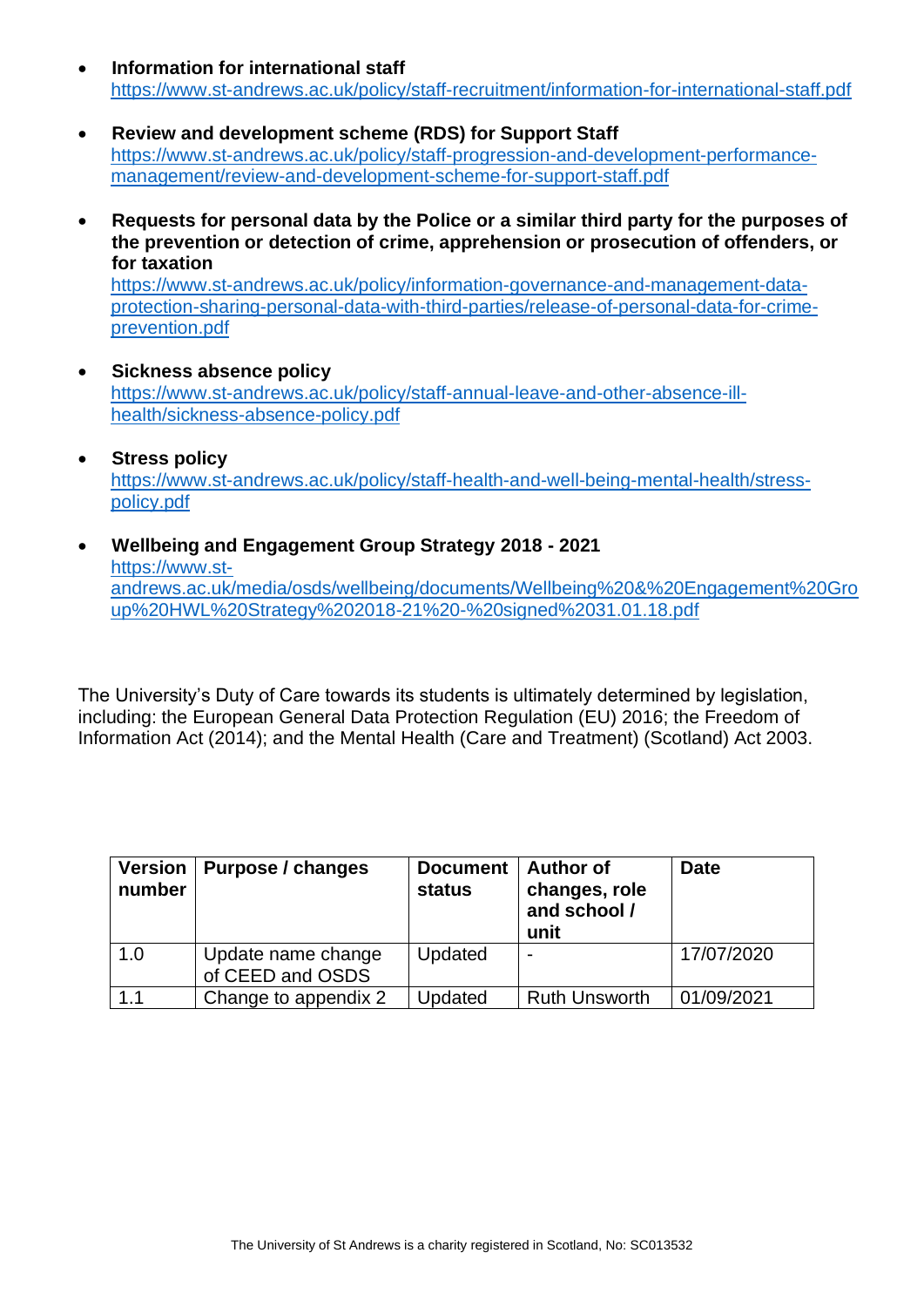- **Information for international staff**
  https://www.st-andrews.ac.uk/policy/staff-recruitment/information-for-international-staff.pdf

- **Review and development scheme (RDS) for Support Staff**
  https://www.st-andrews.ac.uk/policy/staff-progression-and-development-performance-management/review-and-development-scheme-for-support-staff.pdf

- **Requests for personal data by the Police or a similar third party for the purposes of the prevention or detection of crime, apprehension or prosecution of offenders, or for taxation**
  https://www.st-andrews.ac.uk/policy/information-governance-and-management-data-protection-sharing-personal-data-with-third-parties/release-of-personal-data-for-crime-prevention.pdf

- **Sickness absence policy**
  https://www.st-andrews.ac.uk/policy/staff-annual-leave-and-other-absence-ill-health/sickness-absence-policy.pdf

- **Stress policy**
  https://www.st-andrews.ac.uk/policy/staff-health-and-well-being-mental-health/stress-policy.pdf

- **Wellbeing and Engagement Group Strategy 2018 - 2021**
  https://www.st-andrews.ac.uk/media/osds/wellbeing/documents/Wellbeing%20&%20Engagement%20Group%20HWL%20Strategy%202018-21%20-%20signed%2031.01.18.pdf

The University's Duty of Care towards its students is ultimately determined by legislation, including: the European General Data Protection Regulation (EU) 2016; the Freedom of Information Act (2014); and the Mental Health (Care and Treatment) (Scotland) Act 2003.

| Version number | Purpose / changes | Document status | Author of changes, role and school / unit | Date |
|---|---|---|---|---|
| 1.0 | Update name change of CEED and OSDS | Updated | - | 17/07/2020 |
| 1.1 | Change to appendix 2 | Updated | Ruth Unsworth | 01/09/2021 |